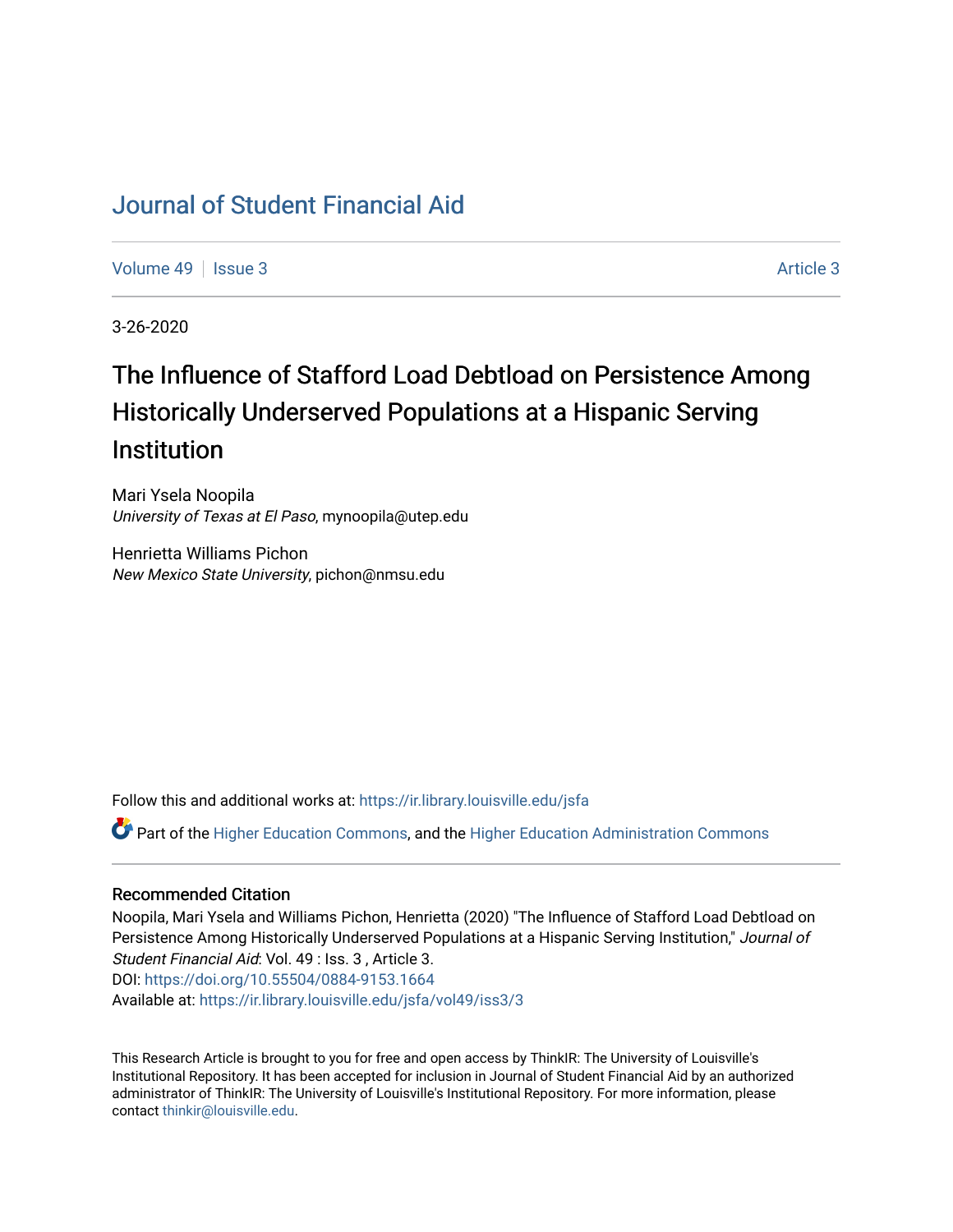# Journal of Student Financial Aid

Volume 49 | Issue 3 Article 3

3-26-2020

## The Influence of Stafford Load Debtload on Persistence Among Historically Underserved Populations at a Hispanic Serving Institution

Mari Ysela Noopila
*University of Texas at El Paso*, mynoopila@utep.edu

Henrietta Williams Pichon
*New Mexico State University*, pichon@nmsu.edu

Follow this and additional works at: https://ir.library.louisville.edu/jsfa

Part of the Higher Education Commons, and the Higher Education Administration Commons

### Recommended Citation

Noopila, Mari Ysela and Williams Pichon, Henrietta (2020) "The Influence of Stafford Load Debtload on Persistence Among Historically Underserved Populations at a Hispanic Serving Institution," *Journal of Student Financial Aid*: Vol. 49 : Iss. 3 , Article 3.
DOI: https://doi.org/10.55504/0884-9153.1664
Available at: https://ir.library.louisville.edu/jsfa/vol49/iss3/3

This Research Article is brought to you for free and open access by ThinkIR: The University of Louisville's Institutional Repository. It has been accepted for inclusion in Journal of Student Financial Aid by an authorized administrator of ThinkIR: The University of Louisville's Institutional Repository. For more information, please contact thinkir@louisville.edu.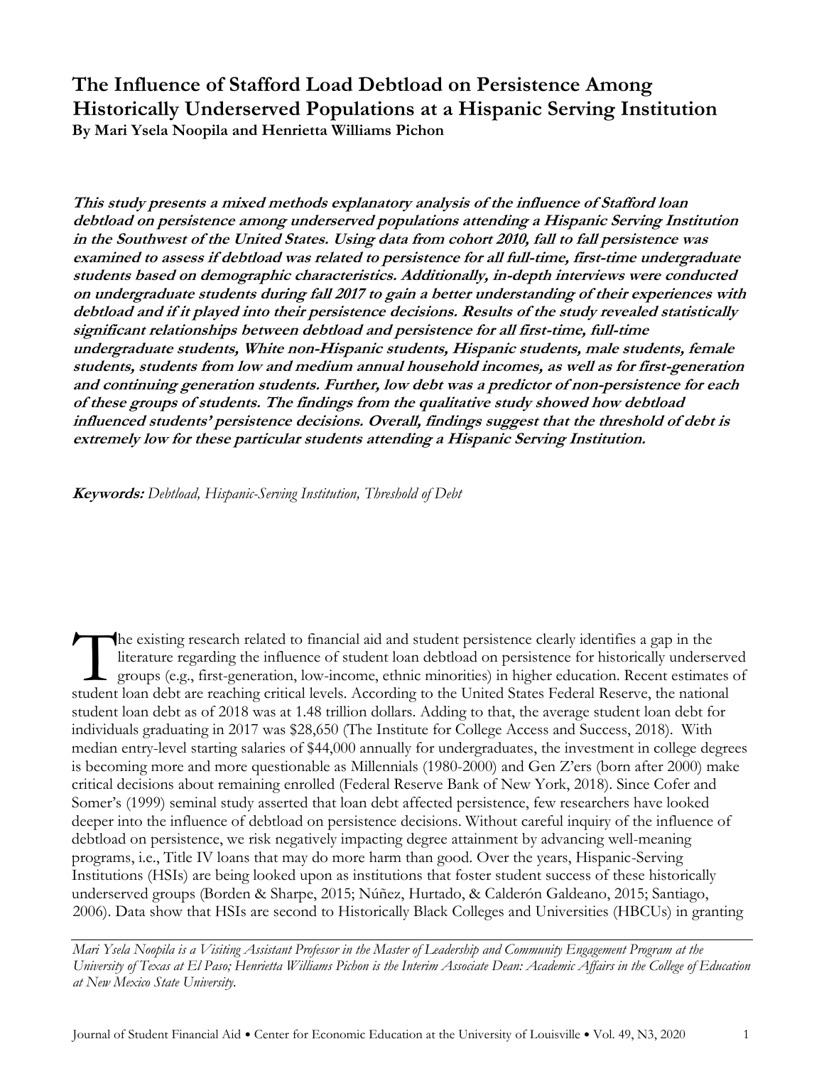# The Influence of Stafford Load Debtload on Persistence Among Historically Underserved Populations at a Hispanic Serving Institution

**By Mari Ysela Noopila and Henrietta Williams Pichon**

***This study presents a mixed methods explanatory analysis of the influence of Stafford loan debtload on persistence among underserved populations attending a Hispanic Serving Institution in the Southwest of the United States. Using data from cohort 2010, fall to fall persistence was examined to assess if debtload was related to persistence for all full-time, first-time undergraduate students based on demographic characteristics. Additionally, in-depth interviews were conducted on undergraduate students during fall 2017 to gain a better understanding of their experiences with debtload and if it played into their persistence decisions. Results of the study revealed statistically significant relationships between debtload and persistence for all first-time, full-time undergraduate students, White non-Hispanic students, Hispanic students, male students, female students, students from low and medium annual household incomes, as well as for first-generation and continuing generation students. Further, low debt was a predictor of non-persistence for each of these groups of students. The findings from the qualitative study showed how debtload influenced students' persistence decisions. Overall, findings suggest that the threshold of debt is extremely low for these particular students attending a Hispanic Serving Institution.***

***Keywords:*** *Debtload, Hispanic-Serving Institution, Threshold of Debt*

The existing research related to financial aid and student persistence clearly identifies a gap in the literature regarding the influence of student loan debtload on persistence for historically underserved groups (e.g., first-generation, low-income, ethnic minorities) in higher education. Recent estimates of student loan debt are reaching critical levels. According to the United States Federal Reserve, the national student loan debt as of 2018 was at 1.48 trillion dollars. Adding to that, the average student loan debt for individuals graduating in 2017 was $28,650 (The Institute for College Access and Success, 2018). With median entry-level starting salaries of $44,000 annually for undergraduates, the investment in college degrees is becoming more and more questionable as Millennials (1980-2000) and Gen Z'ers (born after 2000) make critical decisions about remaining enrolled (Federal Reserve Bank of New York, 2018). Since Cofer and Somer's (1999) seminal study asserted that loan debt affected persistence, few researchers have looked deeper into the influence of debtload on persistence decisions. Without careful inquiry of the influence of debtload on persistence, we risk negatively impacting degree attainment by advancing well-meaning programs, i.e., Title IV loans that may do more harm than good. Over the years, Hispanic-Serving Institutions (HSIs) are being looked upon as institutions that foster student success of these historically underserved groups (Borden & Sharpe, 2015; Núñez, Hurtado, & Calderón Galdeano, 2015; Santiago, 2006). Data show that HSIs are second to Historically Black Colleges and Universities (HBCUs) in granting

---

*Mari Ysela Noopila is a Visiting Assistant Professor in the Master of Leadership and Community Engagement Program at the University of Texas at El Paso; Henrietta Williams Pichon is the Interim Associate Dean: Academic Affairs in the College of Education at New Mexico State University.*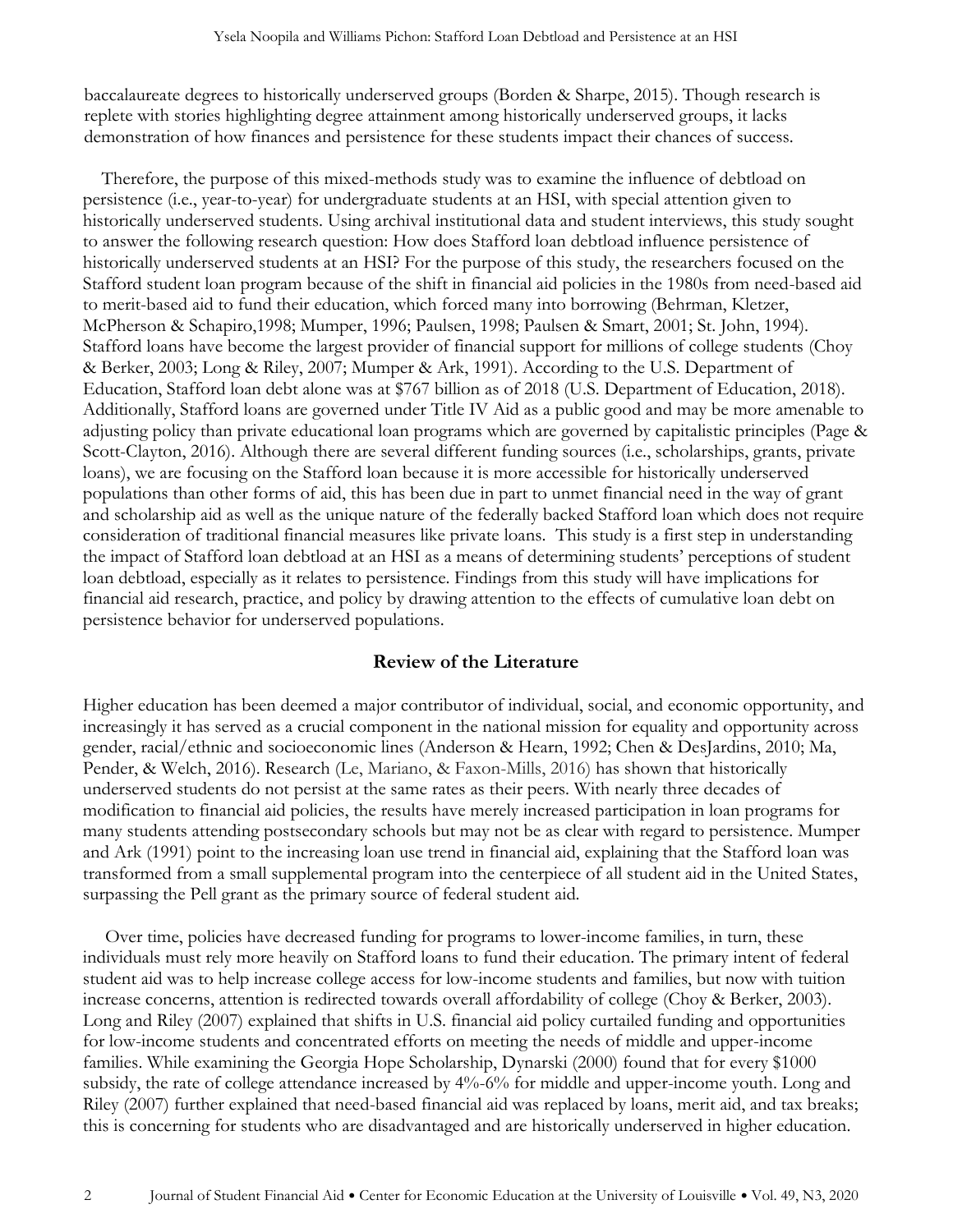baccalaureate degrees to historically underserved groups (Borden & Sharpe, 2015). Though research is replete with stories highlighting degree attainment among historically underserved groups, it lacks demonstration of how finances and persistence for these students impact their chances of success.

Therefore, the purpose of this mixed-methods study was to examine the influence of debtload on persistence (i.e., year-to-year) for undergraduate students at an HSI, with special attention given to historically underserved students. Using archival institutional data and student interviews, this study sought to answer the following research question: How does Stafford loan debtload influence persistence of historically underserved students at an HSI? For the purpose of this study, the researchers focused on the Stafford student loan program because of the shift in financial aid policies in the 1980s from need-based aid to merit-based aid to fund their education, which forced many into borrowing (Behrman, Kletzer, McPherson & Schapiro,1998; Mumper, 1996; Paulsen, 1998; Paulsen & Smart, 2001; St. John, 1994). Stafford loans have become the largest provider of financial support for millions of college students (Choy & Berker, 2003; Long & Riley, 2007; Mumper & Ark, 1991). According to the U.S. Department of Education, Stafford loan debt alone was at $767 billion as of 2018 (U.S. Department of Education, 2018). Additionally, Stafford loans are governed under Title IV Aid as a public good and may be more amenable to adjusting policy than private educational loan programs which are governed by capitalistic principles (Page & Scott-Clayton, 2016). Although there are several different funding sources (i.e., scholarships, grants, private loans), we are focusing on the Stafford loan because it is more accessible for historically underserved populations than other forms of aid, this has been due in part to unmet financial need in the way of grant and scholarship aid as well as the unique nature of the federally backed Stafford loan which does not require consideration of traditional financial measures like private loans. This study is a first step in understanding the impact of Stafford loan debtload at an HSI as a means of determining students' perceptions of student loan debtload, especially as it relates to persistence. Findings from this study will have implications for financial aid research, practice, and policy by drawing attention to the effects of cumulative loan debt on persistence behavior for underserved populations.

## Review of the Literature

Higher education has been deemed a major contributor of individual, social, and economic opportunity, and increasingly it has served as a crucial component in the national mission for equality and opportunity across gender, racial/ethnic and socioeconomic lines (Anderson & Hearn, 1992; Chen & DesJardins, 2010; Ma, Pender, & Welch, 2016). Research (Le, Mariano, & Faxon-Mills, 2016) has shown that historically underserved students do not persist at the same rates as their peers. With nearly three decades of modification to financial aid policies, the results have merely increased participation in loan programs for many students attending postsecondary schools but may not be as clear with regard to persistence. Mumper and Ark (1991) point to the increasing loan use trend in financial aid, explaining that the Stafford loan was transformed from a small supplemental program into the centerpiece of all student aid in the United States, surpassing the Pell grant as the primary source of federal student aid.

Over time, policies have decreased funding for programs to lower-income families, in turn, these individuals must rely more heavily on Stafford loans to fund their education. The primary intent of federal student aid was to help increase college access for low-income students and families, but now with tuition increase concerns, attention is redirected towards overall affordability of college (Choy & Berker, 2003). Long and Riley (2007) explained that shifts in U.S. financial aid policy curtailed funding and opportunities for low-income students and concentrated efforts on meeting the needs of middle and upper-income families. While examining the Georgia Hope Scholarship, Dynarski (2000) found that for every $1000 subsidy, the rate of college attendance increased by 4%-6% for middle and upper-income youth. Long and Riley (2007) further explained that need-based financial aid was replaced by loans, merit aid, and tax breaks; this is concerning for students who are disadvantaged and are historically underserved in higher education.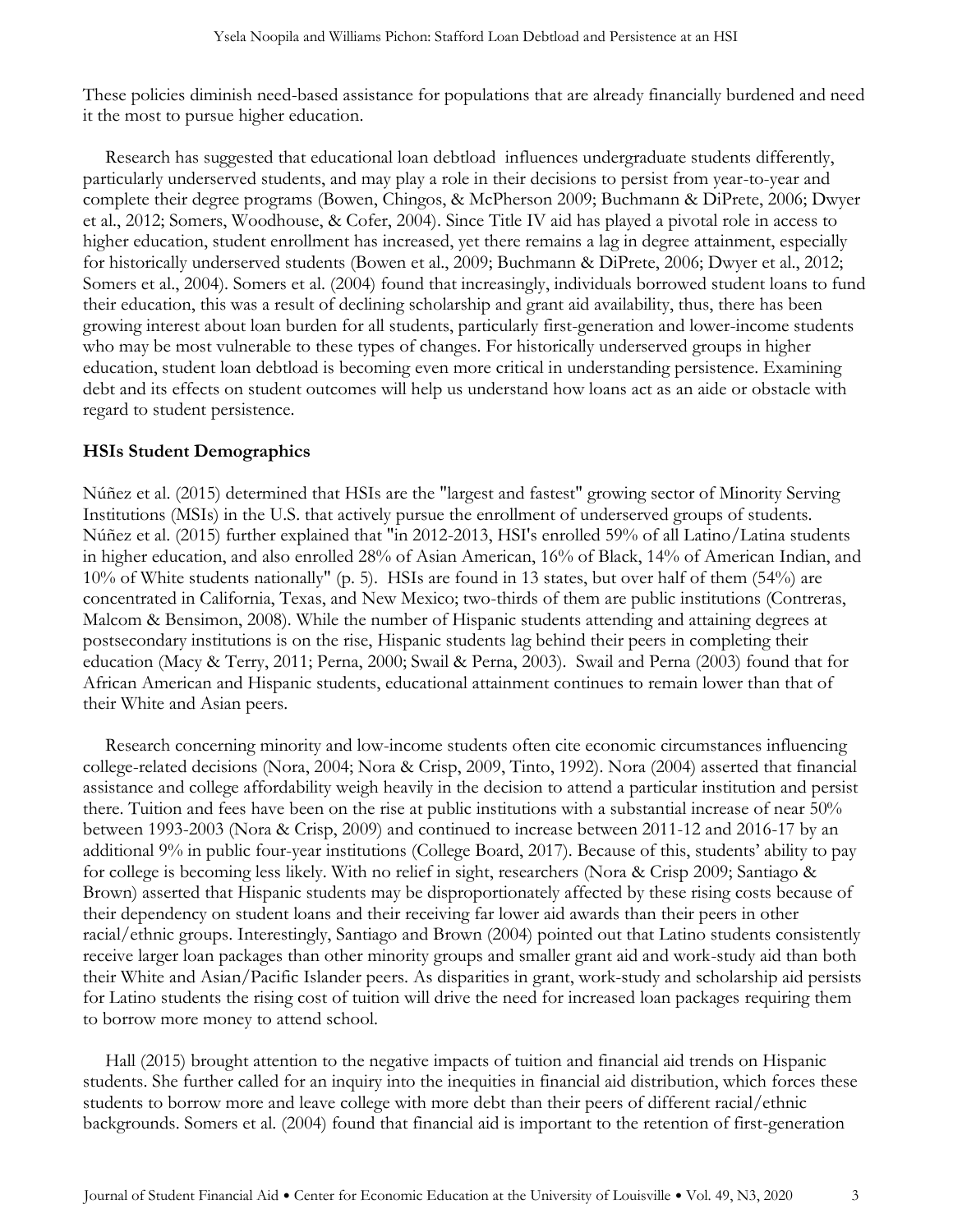These policies diminish need-based assistance for populations that are already financially burdened and need it the most to pursue higher education.

Research has suggested that educational loan debtload influences undergraduate students differently, particularly underserved students, and may play a role in their decisions to persist from year-to-year and complete their degree programs (Bowen, Chingos, & McPherson 2009; Buchmann & DiPrete, 2006; Dwyer et al., 2012; Somers, Woodhouse, & Cofer, 2004). Since Title IV aid has played a pivotal role in access to higher education, student enrollment has increased, yet there remains a lag in degree attainment, especially for historically underserved students (Bowen et al., 2009; Buchmann & DiPrete, 2006; Dwyer et al., 2012; Somers et al., 2004). Somers et al. (2004) found that increasingly, individuals borrowed student loans to fund their education, this was a result of declining scholarship and grant aid availability, thus, there has been growing interest about loan burden for all students, particularly first-generation and lower-income students who may be most vulnerable to these types of changes. For historically underserved groups in higher education, student loan debtload is becoming even more critical in understanding persistence. Examining debt and its effects on student outcomes will help us understand how loans act as an aide or obstacle with regard to student persistence.

## HSIs Student Demographics

Núñez et al. (2015) determined that HSIs are the "largest and fastest" growing sector of Minority Serving Institutions (MSIs) in the U.S. that actively pursue the enrollment of underserved groups of students. Núñez et al. (2015) further explained that "in 2012-2013, HSI's enrolled 59% of all Latino/Latina students in higher education, and also enrolled 28% of Asian American, 16% of Black, 14% of American Indian, and 10% of White students nationally" (p. 5). HSIs are found in 13 states, but over half of them (54%) are concentrated in California, Texas, and New Mexico; two-thirds of them are public institutions (Contreras, Malcom & Bensimon, 2008). While the number of Hispanic students attending and attaining degrees at postsecondary institutions is on the rise, Hispanic students lag behind their peers in completing their education (Macy & Terry, 2011; Perna, 2000; Swail & Perna, 2003). Swail and Perna (2003) found that for African American and Hispanic students, educational attainment continues to remain lower than that of their White and Asian peers.

Research concerning minority and low-income students often cite economic circumstances influencing college-related decisions (Nora, 2004; Nora & Crisp, 2009, Tinto, 1992). Nora (2004) asserted that financial assistance and college affordability weigh heavily in the decision to attend a particular institution and persist there. Tuition and fees have been on the rise at public institutions with a substantial increase of near 50% between 1993-2003 (Nora & Crisp, 2009) and continued to increase between 2011-12 and 2016-17 by an additional 9% in public four-year institutions (College Board, 2017). Because of this, students' ability to pay for college is becoming less likely. With no relief in sight, researchers (Nora & Crisp 2009; Santiago & Brown) asserted that Hispanic students may be disproportionately affected by these rising costs because of their dependency on student loans and their receiving far lower aid awards than their peers in other racial/ethnic groups. Interestingly, Santiago and Brown (2004) pointed out that Latino students consistently receive larger loan packages than other minority groups and smaller grant aid and work-study aid than both their White and Asian/Pacific Islander peers. As disparities in grant, work-study and scholarship aid persists for Latino students the rising cost of tuition will drive the need for increased loan packages requiring them to borrow more money to attend school.

Hall (2015) brought attention to the negative impacts of tuition and financial aid trends on Hispanic students. She further called for an inquiry into the inequities in financial aid distribution, which forces these students to borrow more and leave college with more debt than their peers of different racial/ethnic backgrounds. Somers et al. (2004) found that financial aid is important to the retention of first-generation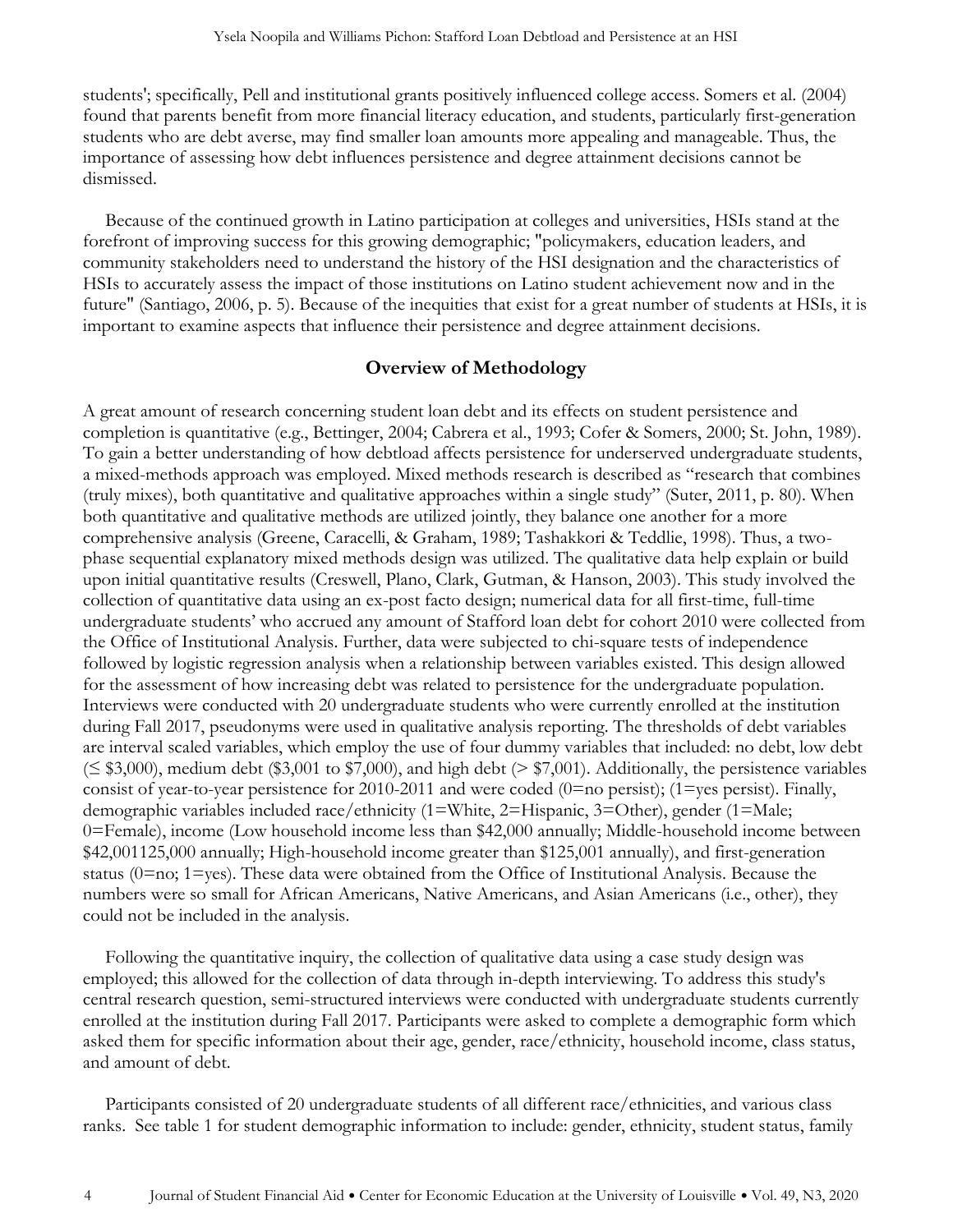students'; specifically, Pell and institutional grants positively influenced college access. Somers et al. (2004) found that parents benefit from more financial literacy education, and students, particularly first-generation students who are debt averse, may find smaller loan amounts more appealing and manageable. Thus, the importance of assessing how debt influences persistence and degree attainment decisions cannot be dismissed.

Because of the continued growth in Latino participation at colleges and universities, HSIs stand at the forefront of improving success for this growing demographic; "policymakers, education leaders, and community stakeholders need to understand the history of the HSI designation and the characteristics of HSIs to accurately assess the impact of those institutions on Latino student achievement now and in the future" (Santiago, 2006, p. 5). Because of the inequities that exist for a great number of students at HSIs, it is important to examine aspects that influence their persistence and degree attainment decisions.

## Overview of Methodology

A great amount of research concerning student loan debt and its effects on student persistence and completion is quantitative (e.g., Bettinger, 2004; Cabrera et al., 1993; Cofer & Somers, 2000; St. John, 1989). To gain a better understanding of how debtload affects persistence for underserved undergraduate students, a mixed-methods approach was employed. Mixed methods research is described as "research that combines (truly mixes), both quantitative and qualitative approaches within a single study" (Suter, 2011, p. 80). When both quantitative and qualitative methods are utilized jointly, they balance one another for a more comprehensive analysis (Greene, Caracelli, & Graham, 1989; Tashakkori & Teddlie, 1998). Thus, a two-phase sequential explanatory mixed methods design was utilized. The qualitative data help explain or build upon initial quantitative results (Creswell, Plano, Clark, Gutman, & Hanson, 2003). This study involved the collection of quantitative data using an ex-post facto design; numerical data for all first-time, full-time undergraduate students' who accrued any amount of Stafford loan debt for cohort 2010 were collected from the Office of Institutional Analysis. Further, data were subjected to chi-square tests of independence followed by logistic regression analysis when a relationship between variables existed. This design allowed for the assessment of how increasing debt was related to persistence for the undergraduate population. Interviews were conducted with 20 undergraduate students who were currently enrolled at the institution during Fall 2017, pseudonyms were used in qualitative analysis reporting. The thresholds of debt variables are interval scaled variables, which employ the use of four dummy variables that included: no debt, low debt (≤ $3,000), medium debt ($3,001 to $7,000), and high debt (> $7,001). Additionally, the persistence variables consist of year-to-year persistence for 2010-2011 and were coded (0=no persist); (1=yes persist). Finally, demographic variables included race/ethnicity (1=White, 2=Hispanic, 3=Other), gender (1=Male; 0=Female), income (Low household income less than $42,000 annually; Middle-household income between $42,001125,000 annually; High-household income greater than $125,001 annually), and first-generation status (0=no; 1=yes). These data were obtained from the Office of Institutional Analysis. Because the numbers were so small for African Americans, Native Americans, and Asian Americans (i.e., other), they could not be included in the analysis.

Following the quantitative inquiry, the collection of qualitative data using a case study design was employed; this allowed for the collection of data through in-depth interviewing. To address this study's central research question, semi-structured interviews were conducted with undergraduate students currently enrolled at the institution during Fall 2017. Participants were asked to complete a demographic form which asked them for specific information about their age, gender, race/ethnicity, household income, class status, and amount of debt.

Participants consisted of 20 undergraduate students of all different race/ethnicities, and various class ranks. See table 1 for student demographic information to include: gender, ethnicity, student status, family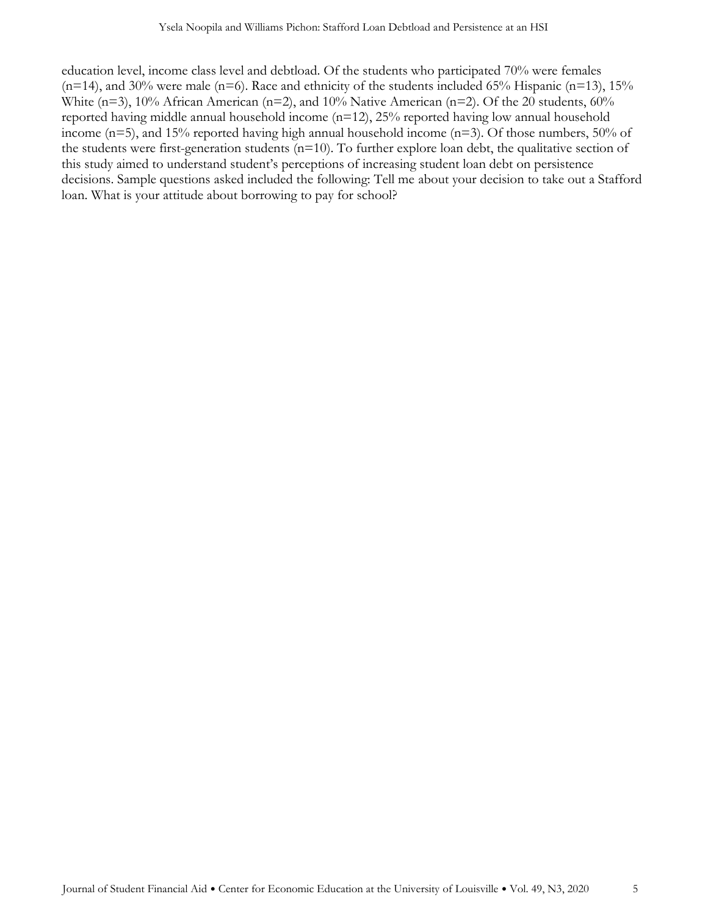education level, income class level and debtload. Of the students who participated 70% were females (n=14), and 30% were male (n=6). Race and ethnicity of the students included 65% Hispanic (n=13), 15% White (n=3), 10% African American (n=2), and 10% Native American (n=2). Of the 20 students, 60% reported having middle annual household income (n=12), 25% reported having low annual household income (n=5), and 15% reported having high annual household income (n=3). Of those numbers, 50% of the students were first-generation students (n=10). To further explore loan debt, the qualitative section of this study aimed to understand student's perceptions of increasing student loan debt on persistence decisions. Sample questions asked included the following: Tell me about your decision to take out a Stafford loan. What is your attitude about borrowing to pay for school?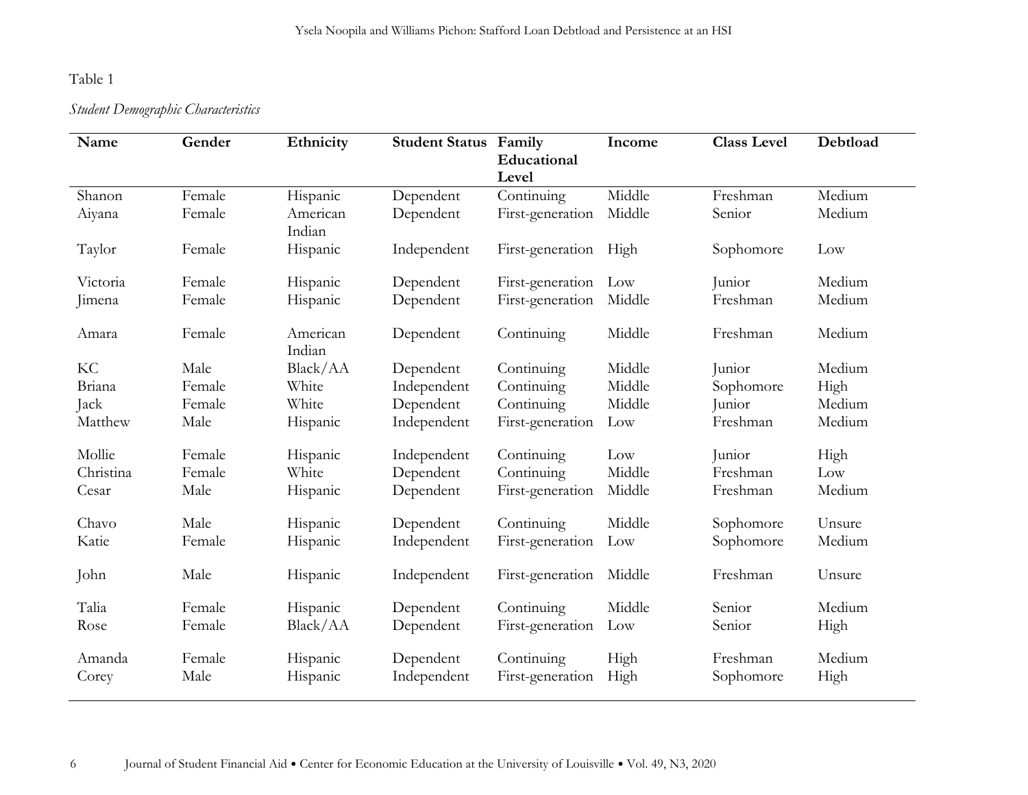Table 1

*Student Demographic Characteristics*

| Name | Gender | Ethnicity | Student Status | Family Educational Level | Income | Class Level | Debtload |
|---|---|---|---|---|---|---|---|
| Shanon | Female | Hispanic | Dependent | Continuing | Middle | Freshman | Medium |
| Aiyana | Female | American Indian | Dependent | First-generation | Middle | Senior | Medium |
| Taylor | Female | Hispanic | Independent | First-generation | High | Sophomore | Low |
| Victoria | Female | Hispanic | Dependent | First-generation | Low | Junior | Medium |
| Jimena | Female | Hispanic | Dependent | First-generation | Middle | Freshman | Medium |
| Amara | Female | American Indian | Dependent | Continuing | Middle | Freshman | Medium |
| KC | Male | Black/AA | Dependent | Continuing | Middle | Junior | Medium |
| Briana | Female | White | Independent | Continuing | Middle | Sophomore | High |
| Jack | Female | White | Dependent | Continuing | Middle | Junior | Medium |
| Matthew | Male | Hispanic | Independent | First-generation | Low | Freshman | Medium |
| Mollie | Female | Hispanic | Independent | Continuing | Low | Junior | High |
| Christina | Female | White | Dependent | Continuing | Middle | Freshman | Low |
| Cesar | Male | Hispanic | Dependent | First-generation | Middle | Freshman | Medium |
| Chavo | Male | Hispanic | Dependent | Continuing | Middle | Sophomore | Unsure |
| Katie | Female | Hispanic | Independent | First-generation | Low | Sophomore | Medium |
| John | Male | Hispanic | Independent | First-generation | Middle | Freshman | Unsure |
| Talia | Female | Hispanic | Dependent | Continuing | Middle | Senior | Medium |
| Rose | Female | Black/AA | Dependent | First-generation | Low | Senior | High |
| Amanda | Female | Hispanic | Dependent | Continuing | High | Freshman | Medium |
| Corey | Male | Hispanic | Independent | First-generation | High | Sophomore | High |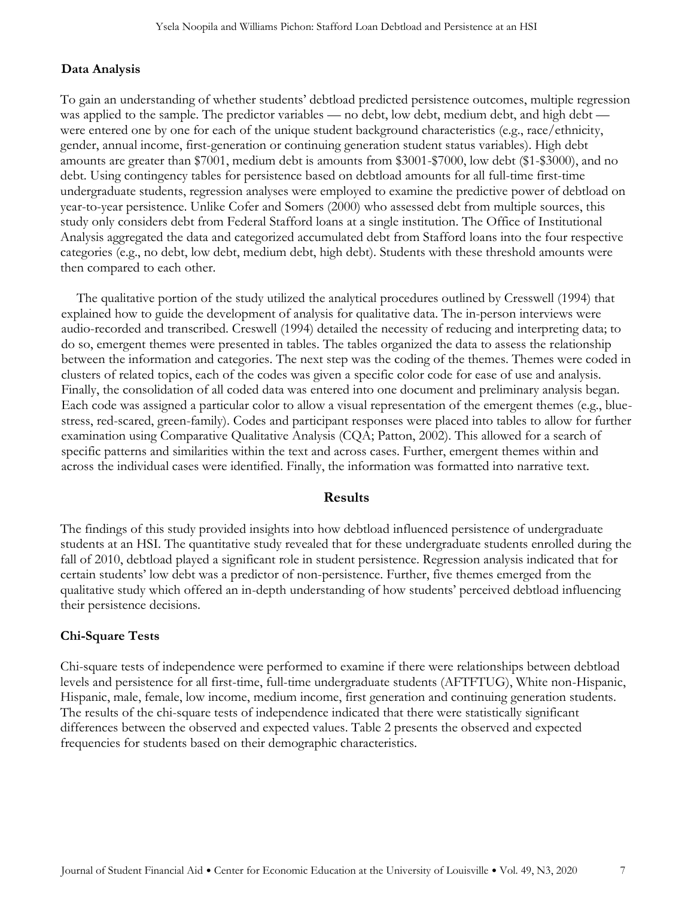### Data Analysis

To gain an understanding of whether students' debtload predicted persistence outcomes, multiple regression was applied to the sample. The predictor variables — no debt, low debt, medium debt, and high debt — were entered one by one for each of the unique student background characteristics (e.g., race/ethnicity, gender, annual income, first-generation or continuing generation student status variables). High debt amounts are greater than $7001, medium debt is amounts from $3001-$7000, low debt ($1-$3000), and no debt. Using contingency tables for persistence based on debtload amounts for all full-time first-time undergraduate students, regression analyses were employed to examine the predictive power of debtload on year-to-year persistence. Unlike Cofer and Somers (2000) who assessed debt from multiple sources, this study only considers debt from Federal Stafford loans at a single institution. The Office of Institutional Analysis aggregated the data and categorized accumulated debt from Stafford loans into the four respective categories (e.g., no debt, low debt, medium debt, high debt). Students with these threshold amounts were then compared to each other.

The qualitative portion of the study utilized the analytical procedures outlined by Cresswell (1994) that explained how to guide the development of analysis for qualitative data. The in-person interviews were audio-recorded and transcribed. Creswell (1994) detailed the necessity of reducing and interpreting data; to do so, emergent themes were presented in tables. The tables organized the data to assess the relationship between the information and categories. The next step was the coding of the themes. Themes were coded in clusters of related topics, each of the codes was given a specific color code for ease of use and analysis. Finally, the consolidation of all coded data was entered into one document and preliminary analysis began. Each code was assigned a particular color to allow a visual representation of the emergent themes (e.g., blue-stress, red-scared, green-family). Codes and participant responses were placed into tables to allow for further examination using Comparative Qualitative Analysis (CQA; Patton, 2002). This allowed for a search of specific patterns and similarities within the text and across cases. Further, emergent themes within and across the individual cases were identified. Finally, the information was formatted into narrative text.

## Results

The findings of this study provided insights into how debtload influenced persistence of undergraduate students at an HSI. The quantitative study revealed that for these undergraduate students enrolled during the fall of 2010, debtload played a significant role in student persistence. Regression analysis indicated that for certain students' low debt was a predictor of non-persistence. Further, five themes emerged from the qualitative study which offered an in-depth understanding of how students' perceived debtload influencing their persistence decisions.

### Chi-Square Tests

Chi-square tests of independence were performed to examine if there were relationships between debtload levels and persistence for all first-time, full-time undergraduate students (AFTFTUG), White non-Hispanic, Hispanic, male, female, low income, medium income, first generation and continuing generation students. The results of the chi-square tests of independence indicated that there were statistically significant differences between the observed and expected values. Table 2 presents the observed and expected frequencies for students based on their demographic characteristics.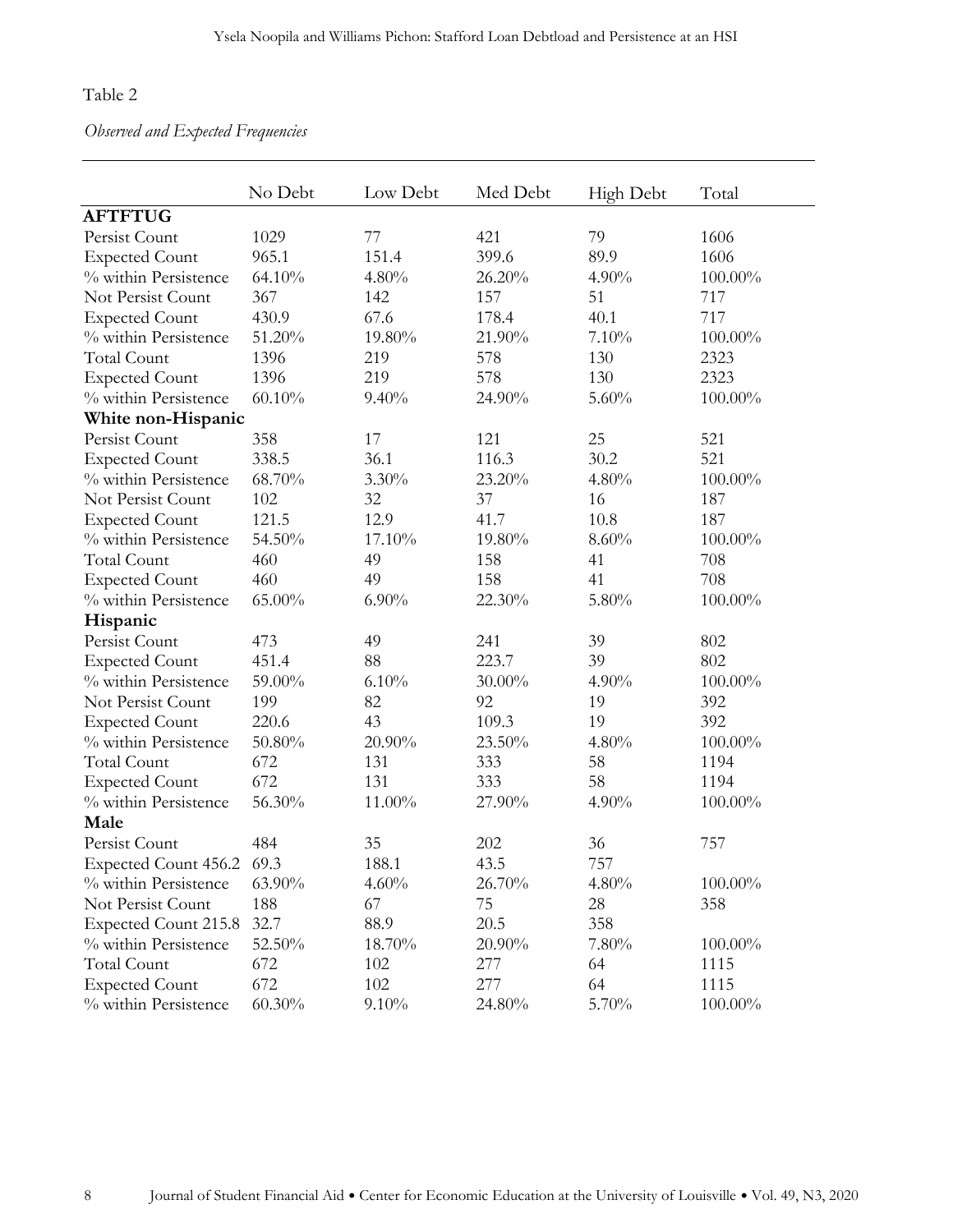Table 2

*Observed and Expected Frequencies*

| | No Debt | Low Debt | Med Debt | High Debt | Total |
|---|---|---|---|---|---|
| **AFTFTUG** | | | | | |
| Persist Count | 1029 | 77 | 421 | 79 | 1606 |
| Expected Count | 965.1 | 151.4 | 399.6 | 89.9 | 1606 |
| % within Persistence | 64.10% | 4.80% | 26.20% | 4.90% | 100.00% |
| Not Persist Count | 367 | 142 | 157 | 51 | 717 |
| Expected Count | 430.9 | 67.6 | 178.4 | 40.1 | 717 |
| % within Persistence | 51.20% | 19.80% | 21.90% | 7.10% | 100.00% |
| Total Count | 1396 | 219 | 578 | 130 | 2323 |
| Expected Count | 1396 | 219 | 578 | 130 | 2323 |
| % within Persistence | 60.10% | 9.40% | 24.90% | 5.60% | 100.00% |
| **White non-Hispanic** | | | | | |
| Persist Count | 358 | 17 | 121 | 25 | 521 |
| Expected Count | 338.5 | 36.1 | 116.3 | 30.2 | 521 |
| % within Persistence | 68.70% | 3.30% | 23.20% | 4.80% | 100.00% |
| Not Persist Count | 102 | 32 | 37 | 16 | 187 |
| Expected Count | 121.5 | 12.9 | 41.7 | 10.8 | 187 |
| % within Persistence | 54.50% | 17.10% | 19.80% | 8.60% | 100.00% |
| Total Count | 460 | 49 | 158 | 41 | 708 |
| Expected Count | 460 | 49 | 158 | 41 | 708 |
| % within Persistence | 65.00% | 6.90% | 22.30% | 5.80% | 100.00% |
| **Hispanic** | | | | | |
| Persist Count | 473 | 49 | 241 | 39 | 802 |
| Expected Count | 451.4 | 88 | 223.7 | 39 | 802 |
| % within Persistence | 59.00% | 6.10% | 30.00% | 4.90% | 100.00% |
| Not Persist Count | 199 | 82 | 92 | 19 | 392 |
| Expected Count | 220.6 | 43 | 109.3 | 19 | 392 |
| % within Persistence | 50.80% | 20.90% | 23.50% | 4.80% | 100.00% |
| Total Count | 672 | 131 | 333 | 58 | 1194 |
| Expected Count | 672 | 131 | 333 | 58 | 1194 |
| % within Persistence | 56.30% | 11.00% | 27.90% | 4.90% | 100.00% |
| **Male** | | | | | |
| Persist Count | 484 | 35 | 202 | 36 | 757 |
| Expected Count 456.2 | 69.3 | 188.1 | 43.5 | 757 | |
| % within Persistence | 63.90% | 4.60% | 26.70% | 4.80% | 100.00% |
| Not Persist Count | 188 | 67 | 75 | 28 | 358 |
| Expected Count 215.8 | 32.7 | 88.9 | 20.5 | 358 | |
| % within Persistence | 52.50% | 18.70% | 20.90% | 7.80% | 100.00% |
| Total Count | 672 | 102 | 277 | 64 | 1115 |
| Expected Count | 672 | 102 | 277 | 64 | 1115 |
| % within Persistence | 60.30% | 9.10% | 24.80% | 5.70% | 100.00% |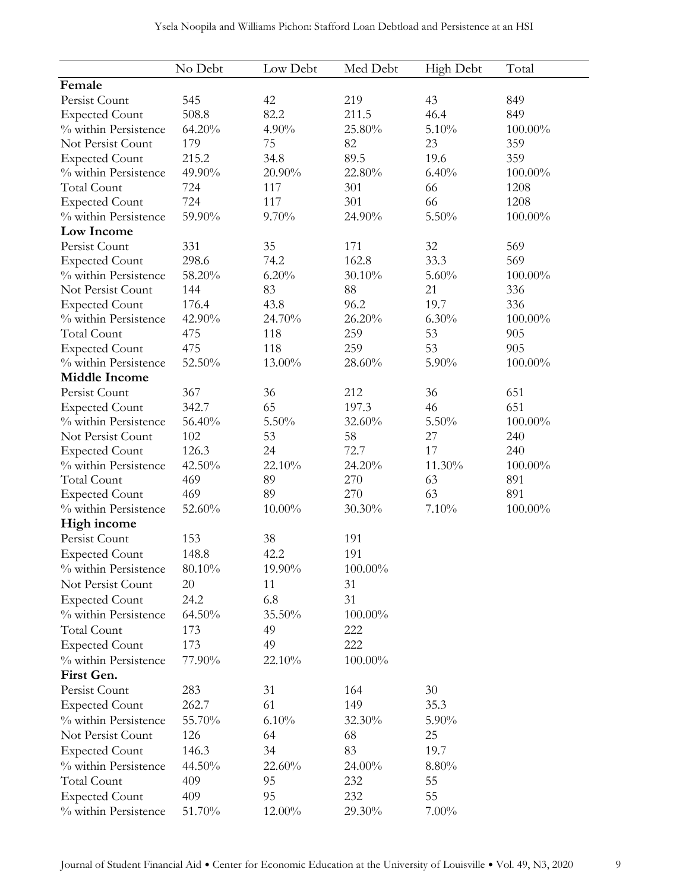| | No Debt | Low Debt | Med Debt | High Debt | Total |
|---|---|---|---|---|---|
| **Female** | | | | | |
| Persist Count | 545 | 42 | 219 | 43 | 849 |
| Expected Count | 508.8 | 82.2 | 211.5 | 46.4 | 849 |
| % within Persistence | 64.20% | 4.90% | 25.80% | 5.10% | 100.00% |
| Not Persist Count | 179 | 75 | 82 | 23 | 359 |
| Expected Count | 215.2 | 34.8 | 89.5 | 19.6 | 359 |
| % within Persistence | 49.90% | 20.90% | 22.80% | 6.40% | 100.00% |
| Total Count | 724 | 117 | 301 | 66 | 1208 |
| Expected Count | 724 | 117 | 301 | 66 | 1208 |
| % within Persistence | 59.90% | 9.70% | 24.90% | 5.50% | 100.00% |
| **Low Income** | | | | | |
| Persist Count | 331 | 35 | 171 | 32 | 569 |
| Expected Count | 298.6 | 74.2 | 162.8 | 33.3 | 569 |
| % within Persistence | 58.20% | 6.20% | 30.10% | 5.60% | 100.00% |
| Not Persist Count | 144 | 83 | 88 | 21 | 336 |
| Expected Count | 176.4 | 43.8 | 96.2 | 19.7 | 336 |
| % within Persistence | 42.90% | 24.70% | 26.20% | 6.30% | 100.00% |
| Total Count | 475 | 118 | 259 | 53 | 905 |
| Expected Count | 475 | 118 | 259 | 53 | 905 |
| % within Persistence | 52.50% | 13.00% | 28.60% | 5.90% | 100.00% |
| **Middle Income** | | | | | |
| Persist Count | 367 | 36 | 212 | 36 | 651 |
| Expected Count | 342.7 | 65 | 197.3 | 46 | 651 |
| % within Persistence | 56.40% | 5.50% | 32.60% | 5.50% | 100.00% |
| Not Persist Count | 102 | 53 | 58 | 27 | 240 |
| Expected Count | 126.3 | 24 | 72.7 | 17 | 240 |
| % within Persistence | 42.50% | 22.10% | 24.20% | 11.30% | 100.00% |
| Total Count | 469 | 89 | 270 | 63 | 891 |
| Expected Count | 469 | 89 | 270 | 63 | 891 |
| % within Persistence | 52.60% | 10.00% | 30.30% | 7.10% | 100.00% |
| **High income** | | | | | |
| Persist Count | 153 | 38 | 191 | | |
| Expected Count | 148.8 | 42.2 | 191 | | |
| % within Persistence | 80.10% | 19.90% | 100.00% | | |
| Not Persist Count | 20 | 11 | 31 | | |
| Expected Count | 24.2 | 6.8 | 31 | | |
| % within Persistence | 64.50% | 35.50% | 100.00% | | |
| Total Count | 173 | 49 | 222 | | |
| Expected Count | 173 | 49 | 222 | | |
| % within Persistence | 77.90% | 22.10% | 100.00% | | |
| **First Gen.** | | | | | |
| Persist Count | 283 | 31 | 164 | 30 | |
| Expected Count | 262.7 | 61 | 149 | 35.3 | |
| % within Persistence | 55.70% | 6.10% | 32.30% | 5.90% | |
| Not Persist Count | 126 | 64 | 68 | 25 | |
| Expected Count | 146.3 | 34 | 83 | 19.7 | |
| % within Persistence | 44.50% | 22.60% | 24.00% | 8.80% | |
| Total Count | 409 | 95 | 232 | 55 | |
| Expected Count | 409 | 95 | 232 | 55 | |
| % within Persistence | 51.70% | 12.00% | 29.30% | 7.00% | |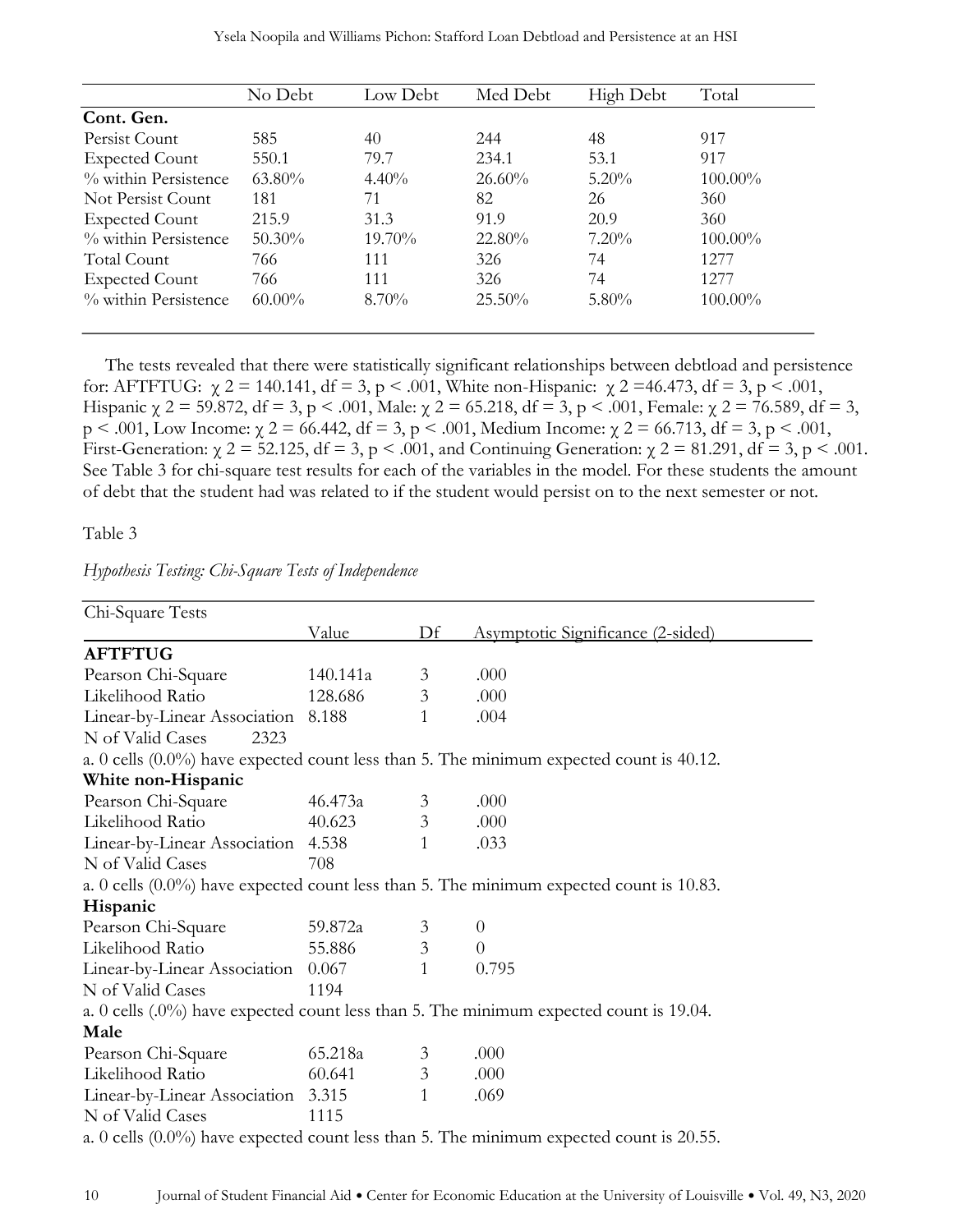| | No Debt | Low Debt | Med Debt | High Debt | Total |
|---|---|---|---|---|---|
| **Cont. Gen.** | | | | | |
| Persist Count | 585 | 40 | 244 | 48 | 917 |
| Expected Count | 550.1 | 79.7 | 234.1 | 53.1 | 917 |
| % within Persistence | 63.80% | 4.40% | 26.60% | 5.20% | 100.00% |
| Not Persist Count | 181 | 71 | 82 | 26 | 360 |
| Expected Count | 215.9 | 31.3 | 91.9 | 20.9 | 360 |
| % within Persistence | 50.30% | 19.70% | 22.80% | 7.20% | 100.00% |
| Total Count | 766 | 111 | 326 | 74 | 1277 |
| Expected Count | 766 | 111 | 326 | 74 | 1277 |
| % within Persistence | 60.00% | 8.70% | 25.50% | 5.80% | 100.00% |

The tests revealed that there were statistically significant relationships between debtload and persistence for: AFTFTUG: $\chi 2 = 140.141$, df = 3, $p < .001$, White non-Hispanic: $\chi 2 = 46.473$, df = 3, $p < .001$, Hispanic $\chi 2 = 59.872$, df = 3, $p < .001$, Male: $\chi 2 = 65.218$, df = 3, $p < .001$, Female: $\chi 2 = 76.589$, df = 3, $p < .001$, Low Income: $\chi 2 = 66.442$, df = 3, $p < .001$, Medium Income: $\chi 2 = 66.713$, df = 3, $p < .001$, First-Generation: $\chi 2 = 52.125$, df = 3, $p < .001$, and Continuing Generation: $\chi 2 = 81.291$, df = 3, $p < .001$. See Table 3 for chi-square test results for each of the variables in the model. For these students the amount of debt that the student had was related to if the student would persist on to the next semester or not.

Table 3

*Hypothesis Testing: Chi-Square Tests of Independence*

| Chi-Square Tests | Value | Df | Asymptotic Significance (2-sided) |
|---|---|---|---|
| **AFTFTUG** | | | |
| Pearson Chi-Square | 140.141a | 3 | .000 |
| Likelihood Ratio | 128.686 | 3 | .000 |
| Linear-by-Linear Association | 8.188 | 1 | .004 |
| N of Valid Cases 2323 | | | |
| a. 0 cells (0.0%) have expected count less than 5. The minimum expected count is 40.12. | | | |
| **White non-Hispanic** | | | |
| Pearson Chi-Square | 46.473a | 3 | .000 |
| Likelihood Ratio | 40.623 | 3 | .000 |
| Linear-by-Linear Association | 4.538 | 1 | .033 |
| N of Valid Cases | 708 | | |
| a. 0 cells (0.0%) have expected count less than 5. The minimum expected count is 10.83. | | | |
| **Hispanic** | | | |
| Pearson Chi-Square | 59.872a | 3 | 0 |
| Likelihood Ratio | 55.886 | 3 | 0 |
| Linear-by-Linear Association | 0.067 | 1 | 0.795 |
| N of Valid Cases | 1194 | | |
| a. 0 cells (.0%) have expected count less than 5. The minimum expected count is 19.04. | | | |
| **Male** | | | |
| Pearson Chi-Square | 65.218a | 3 | .000 |
| Likelihood Ratio | 60.641 | 3 | .000 |
| Linear-by-Linear Association | 3.315 | 1 | .069 |
| N of Valid Cases | 1115 | | |
| a. 0 cells (0.0%) have expected count less than 5. The minimum expected count is 20.55. | | | |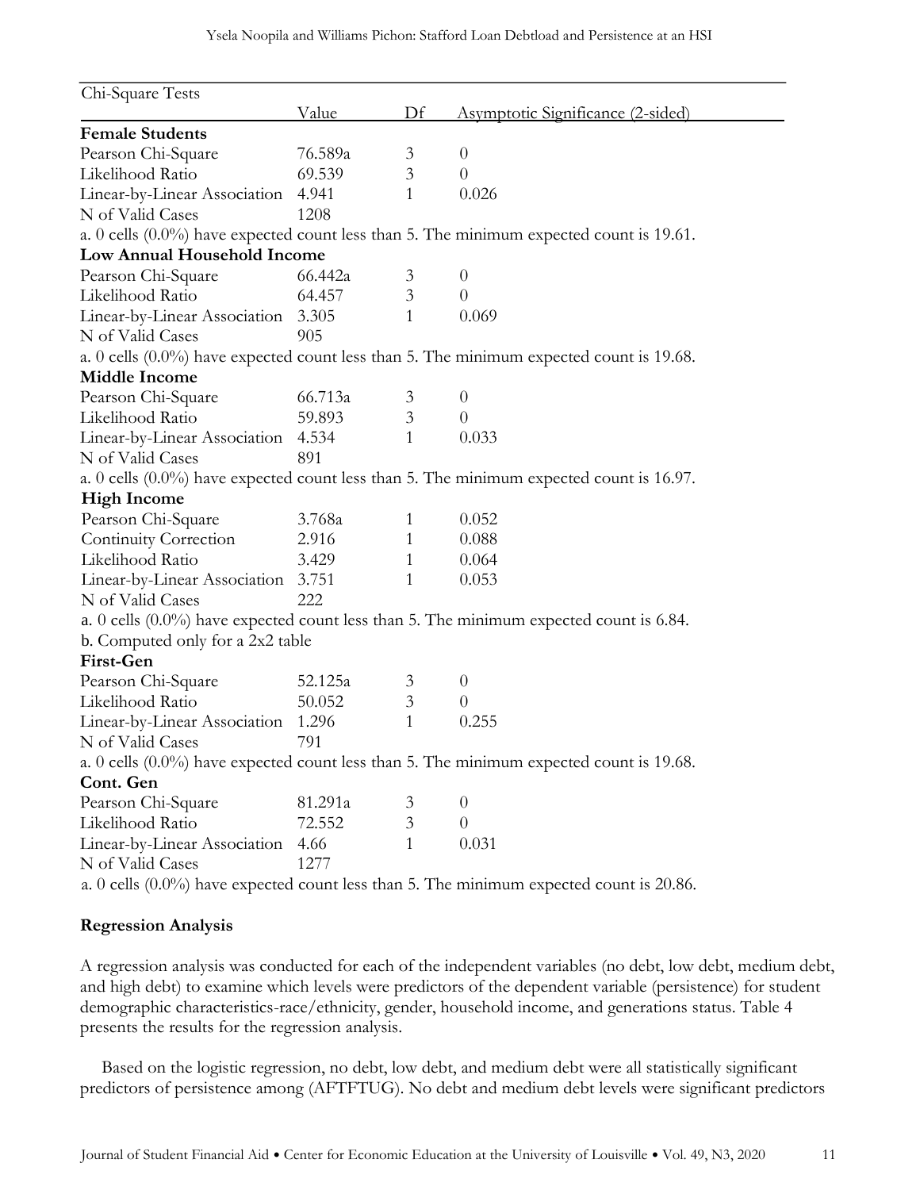| Chi-Square Tests | Value | Df | Asymptotic Significance (2-sided) |
|---|---|---|---|
| **Female Students** | | | |
| Pearson Chi-Square | 76.589a | 3 | 0 |
| Likelihood Ratio | 69.539 | 3 | 0 |
| Linear-by-Linear Association | 4.941 | 1 | 0.026 |
| N of Valid Cases | 1208 | | |
| a. 0 cells (0.0%) have expected count less than 5. The minimum expected count is 19.61. | | | |
| **Low Annual Household Income** | | | |
| Pearson Chi-Square | 66.442a | 3 | 0 |
| Likelihood Ratio | 64.457 | 3 | 0 |
| Linear-by-Linear Association | 3.305 | 1 | 0.069 |
| N of Valid Cases | 905 | | |
| a. 0 cells (0.0%) have expected count less than 5. The minimum expected count is 19.68. | | | |
| **Middle Income** | | | |
| Pearson Chi-Square | 66.713a | 3 | 0 |
| Likelihood Ratio | 59.893 | 3 | 0 |
| Linear-by-Linear Association | 4.534 | 1 | 0.033 |
| N of Valid Cases | 891 | | |
| a. 0 cells (0.0%) have expected count less than 5. The minimum expected count is 16.97. | | | |
| **High Income** | | | |
| Pearson Chi-Square | 3.768a | 1 | 0.052 |
| Continuity Correction | 2.916 | 1 | 0.088 |
| Likelihood Ratio | 3.429 | 1 | 0.064 |
| Linear-by-Linear Association | 3.751 | 1 | 0.053 |
| N of Valid Cases | 222 | | |
| a. 0 cells (0.0%) have expected count less than 5. The minimum expected count is 6.84. | | | |
| b. Computed only for a 2x2 table | | | |
| **First-Gen** | | | |
| Pearson Chi-Square | 52.125a | 3 | 0 |
| Likelihood Ratio | 50.052 | 3 | 0 |
| Linear-by-Linear Association | 1.296 | 1 | 0.255 |
| N of Valid Cases | 791 | | |
| a. 0 cells (0.0%) have expected count less than 5. The minimum expected count is 19.68. | | | |
| **Cont. Gen** | | | |
| Pearson Chi-Square | 81.291a | 3 | 0 |
| Likelihood Ratio | 72.552 | 3 | 0 |
| Linear-by-Linear Association | 4.66 | 1 | 0.031 |
| N of Valid Cases | 1277 | | |
| a. 0 cells (0.0%) have expected count less than 5. The minimum expected count is 20.86. | | | |

## Regression Analysis

A regression analysis was conducted for each of the independent variables (no debt, low debt, medium debt, and high debt) to examine which levels were predictors of the dependent variable (persistence) for student demographic characteristics-race/ethnicity, gender, household income, and generations status. Table 4 presents the results for the regression analysis.

Based on the logistic regression, no debt, low debt, and medium debt were all statistically significant predictors of persistence among (AFTFTUG). No debt and medium debt levels were significant predictors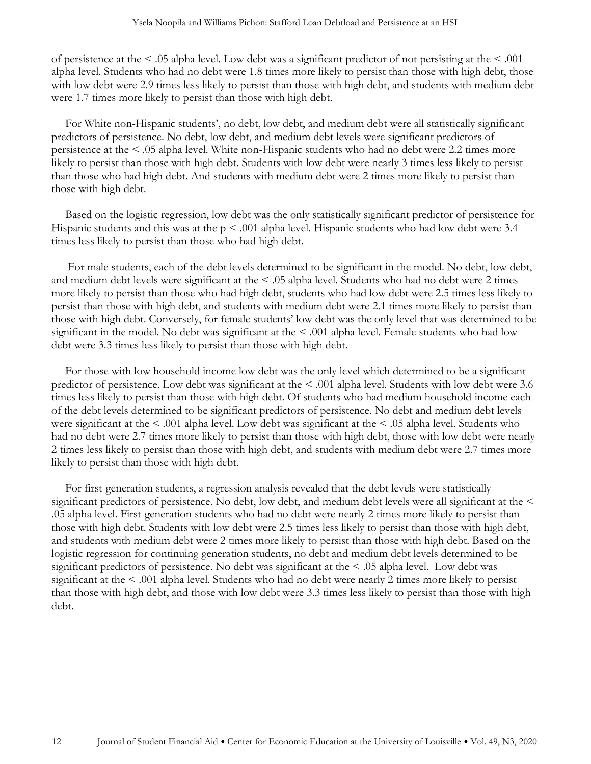of persistence at the < .05 alpha level. Low debt was a significant predictor of not persisting at the < .001 alpha level. Students who had no debt were 1.8 times more likely to persist than those with high debt, those with low debt were 2.9 times less likely to persist than those with high debt, and students with medium debt were 1.7 times more likely to persist than those with high debt.

For White non-Hispanic students', no debt, low debt, and medium debt were all statistically significant predictors of persistence. No debt, low debt, and medium debt levels were significant predictors of persistence at the < .05 alpha level. White non-Hispanic students who had no debt were 2.2 times more likely to persist than those with high debt. Students with low debt were nearly 3 times less likely to persist than those who had high debt. And students with medium debt were 2 times more likely to persist than those with high debt.

Based on the logistic regression, low debt was the only statistically significant predictor of persistence for Hispanic students and this was at the $p < .001$ alpha level. Hispanic students who had low debt were 3.4 times less likely to persist than those who had high debt.

For male students, each of the debt levels determined to be significant in the model. No debt, low debt, and medium debt levels were significant at the < .05 alpha level. Students who had no debt were 2 times more likely to persist than those who had high debt, students who had low debt were 2.5 times less likely to persist than those with high debt, and students with medium debt were 2.1 times more likely to persist than those with high debt. Conversely, for female students' low debt was the only level that was determined to be significant in the model. No debt was significant at the < .001 alpha level. Female students who had low debt were 3.3 times less likely to persist than those with high debt.

For those with low household income low debt was the only level which determined to be a significant predictor of persistence. Low debt was significant at the < .001 alpha level. Students with low debt were 3.6 times less likely to persist than those with high debt. Of students who had medium household income each of the debt levels determined to be significant predictors of persistence. No debt and medium debt levels were significant at the < .001 alpha level. Low debt was significant at the < .05 alpha level. Students who had no debt were 2.7 times more likely to persist than those with high debt, those with low debt were nearly 2 times less likely to persist than those with high debt, and students with medium debt were 2.7 times more likely to persist than those with high debt.

For first-generation students, a regression analysis revealed that the debt levels were statistically significant predictors of persistence. No debt, low debt, and medium debt levels were all significant at the < .05 alpha level. First-generation students who had no debt were nearly 2 times more likely to persist than those with high debt. Students with low debt were 2.5 times less likely to persist than those with high debt, and students with medium debt were 2 times more likely to persist than those with high debt. Based on the logistic regression for continuing generation students, no debt and medium debt levels determined to be significant predictors of persistence. No debt was significant at the < .05 alpha level. Low debt was significant at the < .001 alpha level. Students who had no debt were nearly 2 times more likely to persist than those with high debt, and those with low debt were 3.3 times less likely to persist than those with high debt.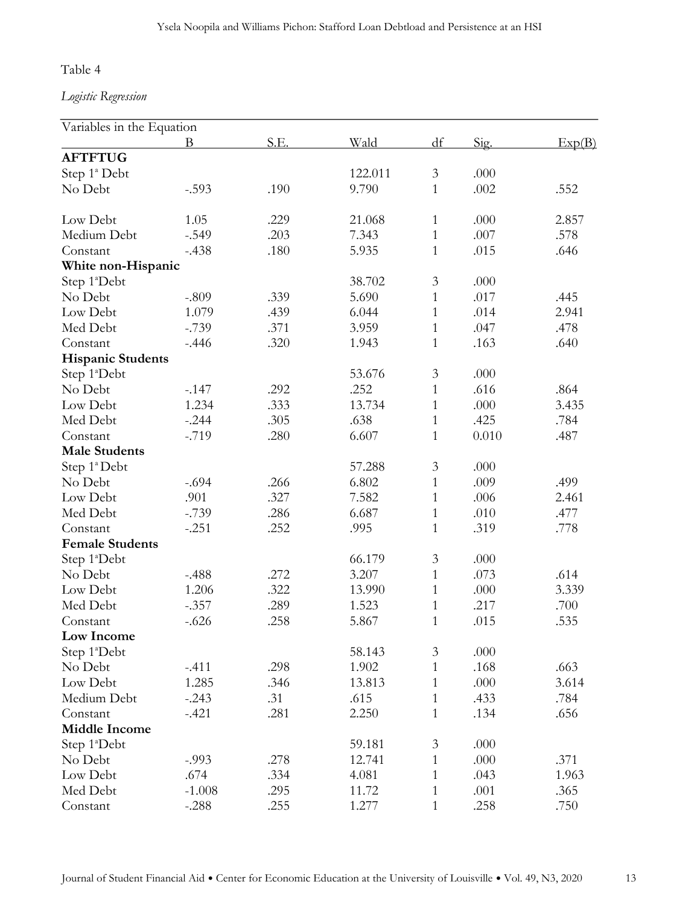Table 4

*Logistic Regression*

| Variables in the Equation | B | S.E. | Wald | df | Sig. | Exp(B) |
|---|---|---|---|---|---|---|
| **AFTFTUG** | | | | | | |
| Step 1[a] Debt | | | 122.011 | 3 | .000 | |
| No Debt | -.593 | .190 | 9.790 | 1 | .002 | .552 |
| Low Debt | 1.05 | .229 | 21.068 | 1 | .000 | 2.857 |
| Medium Debt | -.549 | .203 | 7.343 | 1 | .007 | .578 |
| Constant | -.438 | .180 | 5.935 | 1 | .015 | .646 |
| **White non-Hispanic** | | | | | | |
| Step 1[a]Debt | | | 38.702 | 3 | .000 | |
| No Debt | -.809 | .339 | 5.690 | 1 | .017 | .445 |
| Low Debt | 1.079 | .439 | 6.044 | 1 | .014 | 2.941 |
| Med Debt | -.739 | .371 | 3.959 | 1 | .047 | .478 |
| Constant | -.446 | .320 | 1.943 | 1 | .163 | .640 |
| **Hispanic Students** | | | | | | |
| Step 1[a]Debt | | | 53.676 | 3 | .000 | |
| No Debt | -.147 | .292 | .252 | 1 | .616 | .864 |
| Low Debt | 1.234 | .333 | 13.734 | 1 | .000 | 3.435 |
| Med Debt | -.244 | .305 | .638 | 1 | .425 | .784 |
| Constant | -.719 | .280 | 6.607 | 1 | 0.010 | .487 |
| **Male Students** | | | | | | |
| Step 1[a] Debt | | | 57.288 | 3 | .000 | |
| No Debt | -.694 | .266 | 6.802 | 1 | .009 | .499 |
| Low Debt | .901 | .327 | 7.582 | 1 | .006 | 2.461 |
| Med Debt | -.739 | .286 | 6.687 | 1 | .010 | .477 |
| Constant | -.251 | .252 | .995 | 1 | .319 | .778 |
| **Female Students** | | | | | | |
| Step 1[a]Debt | | | 66.179 | 3 | .000 | |
| No Debt | -.488 | .272 | 3.207 | 1 | .073 | .614 |
| Low Debt | 1.206 | .322 | 13.990 | 1 | .000 | 3.339 |
| Med Debt | -.357 | .289 | 1.523 | 1 | .217 | .700 |
| Constant | -.626 | .258 | 5.867 | 1 | .015 | .535 |
| **Low Income** | | | | | | |
| Step 1[a]Debt | | | 58.143 | 3 | .000 | |
| No Debt | -.411 | .298 | 1.902 | 1 | .168 | .663 |
| Low Debt | 1.285 | .346 | 13.813 | 1 | .000 | 3.614 |
| Medium Debt | -.243 | .31 | .615 | 1 | .433 | .784 |
| Constant | -.421 | .281 | 2.250 | 1 | .134 | .656 |
| **Middle Income** | | | | | | |
| Step 1[a]Debt | | | 59.181 | 3 | .000 | |
| No Debt | -.993 | .278 | 12.741 | 1 | .000 | .371 |
| Low Debt | .674 | .334 | 4.081 | 1 | .043 | 1.963 |
| Med Debt | -1.008 | .295 | 11.72 | 1 | .001 | .365 |
| Constant | -.288 | .255 | 1.277 | 1 | .258 | .750 |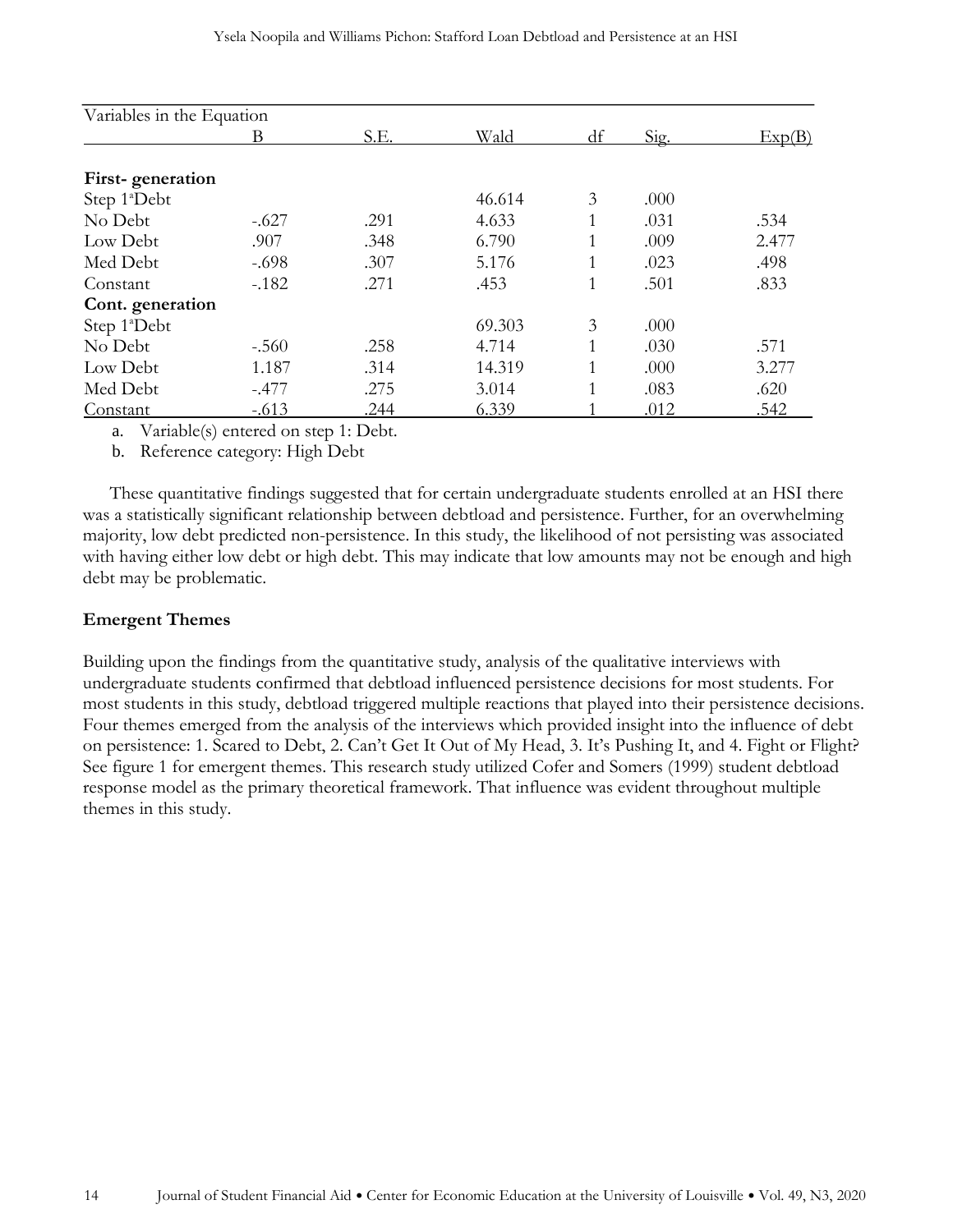| Variables in the Equation | | | | | | |
|---|---|---|---|---|---|---|
| | B | S.E. | Wald | df | Sig. | Exp(B) |
| **First- generation** | | | | | | |
| Step 1[a]Debt | | | 46.614 | 3 | .000 | |
| No Debt | -.627 | .291 | 4.633 | 1 | .031 | .534 |
| Low Debt | .907 | .348 | 6.790 | 1 | .009 | 2.477 |
| Med Debt | -.698 | .307 | 5.176 | 1 | .023 | .498 |
| Constant | -.182 | .271 | .453 | 1 | .501 | .833 |
| **Cont. generation** | | | | | | |
| Step 1[a]Debt | | | 69.303 | 3 | .000 | |
| No Debt | -.560 | .258 | 4.714 | 1 | .030 | .571 |
| Low Debt | 1.187 | .314 | 14.319 | 1 | .000 | 3.277 |
| Med Debt | -.477 | .275 | 3.014 | 1 | .083 | .620 |
| Constant | -.613 | .244 | 6.339 | 1 | .012 | .542 |

a. Variable(s) entered on step 1: Debt.

b. Reference category: High Debt

These quantitative findings suggested that for certain undergraduate students enrolled at an HSI there was a statistically significant relationship between debtload and persistence. Further, for an overwhelming majority, low debt predicted non-persistence. In this study, the likelihood of not persisting was associated with having either low debt or high debt. This may indicate that low amounts may not be enough and high debt may be problematic.

### Emergent Themes

Building upon the findings from the quantitative study, analysis of the qualitative interviews with undergraduate students confirmed that debtload influenced persistence decisions for most students. For most students in this study, debtload triggered multiple reactions that played into their persistence decisions. Four themes emerged from the analysis of the interviews which provided insight into the influence of debt on persistence: 1. Scared to Debt, 2. Can't Get It Out of My Head, 3. It's Pushing It, and 4. Fight or Flight? See figure 1 for emergent themes. This research study utilized Cofer and Somers (1999) student debtload response model as the primary theoretical framework. That influence was evident throughout multiple themes in this study.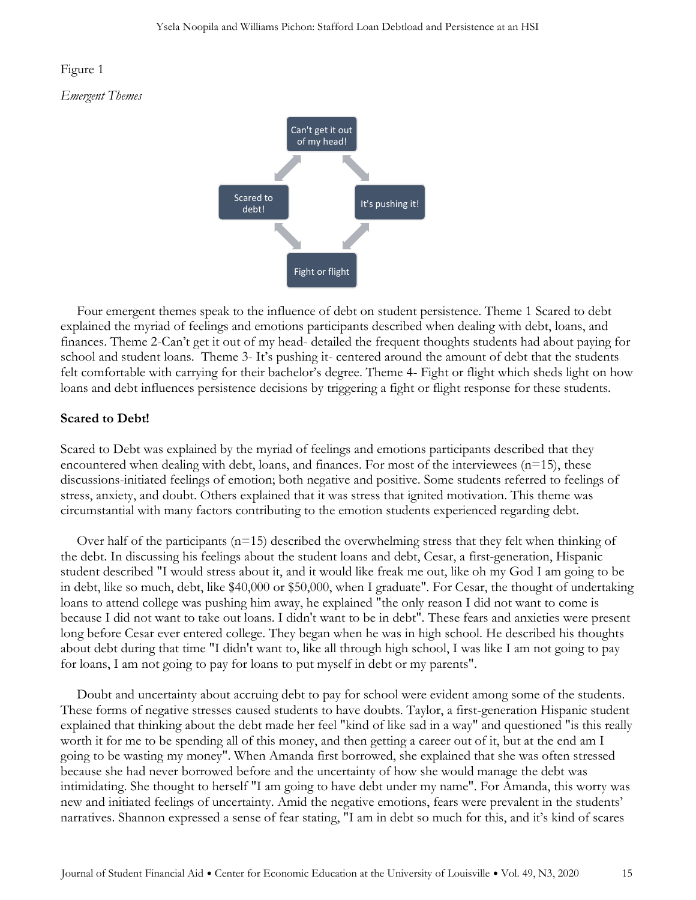Figure 1

*Emergent Themes*

Four emergent themes speak to the influence of debt on student persistence. Theme 1 Scared to debt explained the myriad of feelings and emotions participants described when dealing with debt, loans, and finances. Theme 2-Can't get it out of my head- detailed the frequent thoughts students had about paying for school and student loans. Theme 3- It's pushing it- centered around the amount of debt that the students felt comfortable with carrying for their bachelor's degree. Theme 4- Fight or flight which sheds light on how loans and debt influences persistence decisions by triggering a fight or flight response for these students.

**Scared to Debt!**

Scared to Debt was explained by the myriad of feelings and emotions participants described that they encountered when dealing with debt, loans, and finances. For most of the interviewees (n=15), these discussions-initiated feelings of emotion; both negative and positive. Some students referred to feelings of stress, anxiety, and doubt. Others explained that it was stress that ignited motivation. This theme was circumstantial with many factors contributing to the emotion students experienced regarding debt.

Over half of the participants (n=15) described the overwhelming stress that they felt when thinking of the debt. In discussing his feelings about the student loans and debt, Cesar, a first-generation, Hispanic student described "I would stress about it, and it would like freak me out, like oh my God I am going to be in debt, like so much, debt, like $40,000 or $50,000, when I graduate". For Cesar, the thought of undertaking loans to attend college was pushing him away, he explained "the only reason I did not want to come is because I did not want to take out loans. I didn't want to be in debt". These fears and anxieties were present long before Cesar ever entered college. They began when he was in high school. He described his thoughts about debt during that time "I didn't want to, like all through high school, I was like I am not going to pay for loans, I am not going to pay for loans to put myself in debt or my parents".

Doubt and uncertainty about accruing debt to pay for school were evident among some of the students. These forms of negative stresses caused students to have doubts. Taylor, a first-generation Hispanic student explained that thinking about the debt made her feel "kind of like sad in a way" and questioned "is this really worth it for me to be spending all of this money, and then getting a career out of it, but at the end am I going to be wasting my money". When Amanda first borrowed, she explained that she was often stressed because she had never borrowed before and the uncertainty of how she would manage the debt was intimidating. She thought to herself "I am going to have debt under my name". For Amanda, this worry was new and initiated feelings of uncertainty. Amid the negative emotions, fears were prevalent in the students' narratives. Shannon expressed a sense of fear stating, "I am in debt so much for this, and it's kind of scares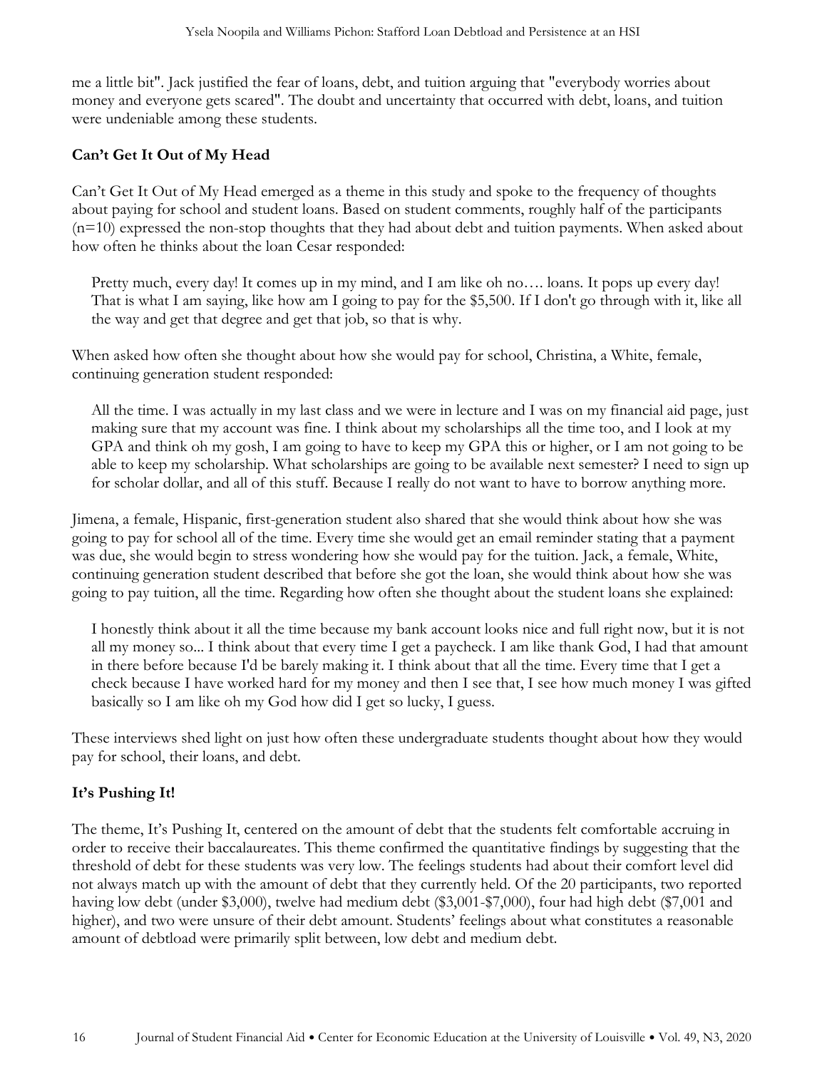me a little bit". Jack justified the fear of loans, debt, and tuition arguing that "everybody worries about money and everyone gets scared". The doubt and uncertainty that occurred with debt, loans, and tuition were undeniable among these students.

## Can't Get It Out of My Head

Can't Get It Out of My Head emerged as a theme in this study and spoke to the frequency of thoughts about paying for school and student loans. Based on student comments, roughly half of the participants (n=10) expressed the non-stop thoughts that they had about debt and tuition payments. When asked about how often he thinks about the loan Cesar responded:

> Pretty much, every day! It comes up in my mind, and I am like oh no…. loans. It pops up every day! That is what I am saying, like how am I going to pay for the $5,500. If I don't go through with it, like all the way and get that degree and get that job, so that is why.

When asked how often she thought about how she would pay for school, Christina, a White, female, continuing generation student responded:

> All the time. I was actually in my last class and we were in lecture and I was on my financial aid page, just making sure that my account was fine. I think about my scholarships all the time too, and I look at my GPA and think oh my gosh, I am going to have to keep my GPA this or higher, or I am not going to be able to keep my scholarship. What scholarships are going to be available next semester? I need to sign up for scholar dollar, and all of this stuff. Because I really do not want to have to borrow anything more.

Jimena, a female, Hispanic, first-generation student also shared that she would think about how she was going to pay for school all of the time. Every time she would get an email reminder stating that a payment was due, she would begin to stress wondering how she would pay for the tuition. Jack, a female, White, continuing generation student described that before she got the loan, she would think about how she was going to pay tuition, all the time. Regarding how often she thought about the student loans she explained:

> I honestly think about it all the time because my bank account looks nice and full right now, but it is not all my money so... I think about that every time I get a paycheck. I am like thank God, I had that amount in there before because I'd be barely making it. I think about that all the time. Every time that I get a check because I have worked hard for my money and then I see that, I see how much money I was gifted basically so I am like oh my God how did I get so lucky, I guess.

These interviews shed light on just how often these undergraduate students thought about how they would pay for school, their loans, and debt.

## It's Pushing It!

The theme, It's Pushing It, centered on the amount of debt that the students felt comfortable accruing in order to receive their baccalaureates. This theme confirmed the quantitative findings by suggesting that the threshold of debt for these students was very low. The feelings students had about their comfort level did not always match up with the amount of debt that they currently held. Of the 20 participants, two reported having low debt (under $3,000), twelve had medium debt ($3,001-$7,000), four had high debt ($7,001 and higher), and two were unsure of their debt amount. Students' feelings about what constitutes a reasonable amount of debtload were primarily split between, low debt and medium debt.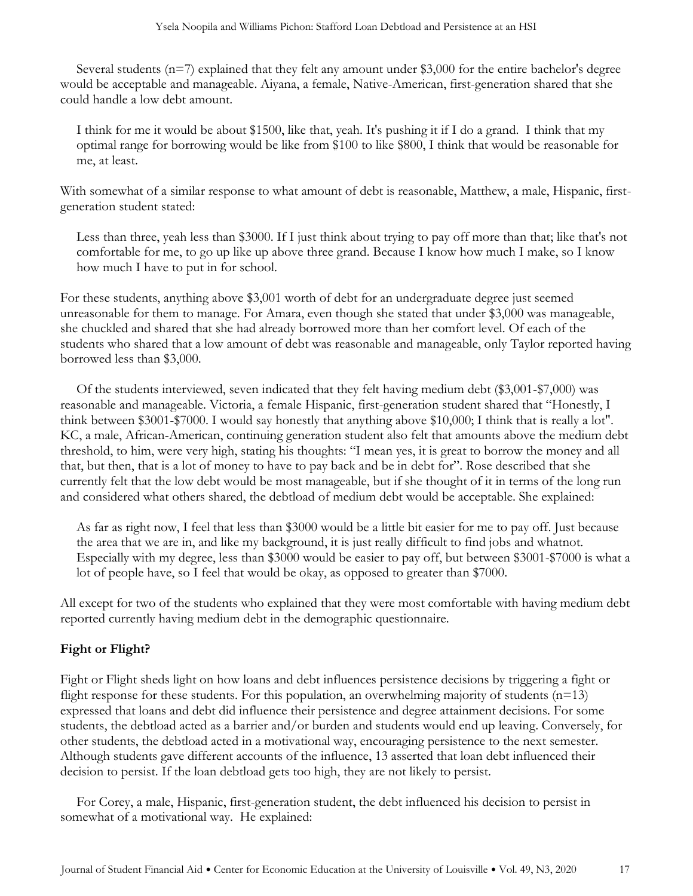Several students (n=7) explained that they felt any amount under $3,000 for the entire bachelor's degree would be acceptable and manageable. Aiyana, a female, Native-American, first-generation shared that she could handle a low debt amount.

> I think for me it would be about $1500, like that, yeah. It's pushing it if I do a grand. I think that my optimal range for borrowing would be like from $100 to like $800, I think that would be reasonable for me, at least.

With somewhat of a similar response to what amount of debt is reasonable, Matthew, a male, Hispanic, first-generation student stated:

> Less than three, yeah less than $3000. If I just think about trying to pay off more than that; like that's not comfortable for me, to go up like up above three grand. Because I know how much I make, so I know how much I have to put in for school.

For these students, anything above $3,001 worth of debt for an undergraduate degree just seemed unreasonable for them to manage. For Amara, even though she stated that under $3,000 was manageable, she chuckled and shared that she had already borrowed more than her comfort level. Of each of the students who shared that a low amount of debt was reasonable and manageable, only Taylor reported having borrowed less than $3,000.

Of the students interviewed, seven indicated that they felt having medium debt ($3,001-$7,000) was reasonable and manageable. Victoria, a female Hispanic, first-generation student shared that "Honestly, I think between $3001-$7000. I would say honestly that anything above $10,000; I think that is really a lot". KC, a male, African-American, continuing generation student also felt that amounts above the medium debt threshold, to him, were very high, stating his thoughts: "I mean yes, it is great to borrow the money and all that, but then, that is a lot of money to have to pay back and be in debt for". Rose described that she currently felt that the low debt would be most manageable, but if she thought of it in terms of the long run and considered what others shared, the debtload of medium debt would be acceptable. She explained:

> As far as right now, I feel that less than $3000 would be a little bit easier for me to pay off. Just because the area that we are in, and like my background, it is just really difficult to find jobs and whatnot. Especially with my degree, less than $3000 would be easier to pay off, but between $3001-$7000 is what a lot of people have, so I feel that would be okay, as opposed to greater than $7000.

All except for two of the students who explained that they were most comfortable with having medium debt reported currently having medium debt in the demographic questionnaire.

**Fight or Flight?**

Fight or Flight sheds light on how loans and debt influences persistence decisions by triggering a fight or flight response for these students. For this population, an overwhelming majority of students (n=13) expressed that loans and debt did influence their persistence and degree attainment decisions. For some students, the debtload acted as a barrier and/or burden and students would end up leaving. Conversely, for other students, the debtload acted in a motivational way, encouraging persistence to the next semester. Although students gave different accounts of the influence, 13 asserted that loan debt influenced their decision to persist. If the loan debtload gets too high, they are not likely to persist.

For Corey, a male, Hispanic, first-generation student, the debt influenced his decision to persist in somewhat of a motivational way. He explained: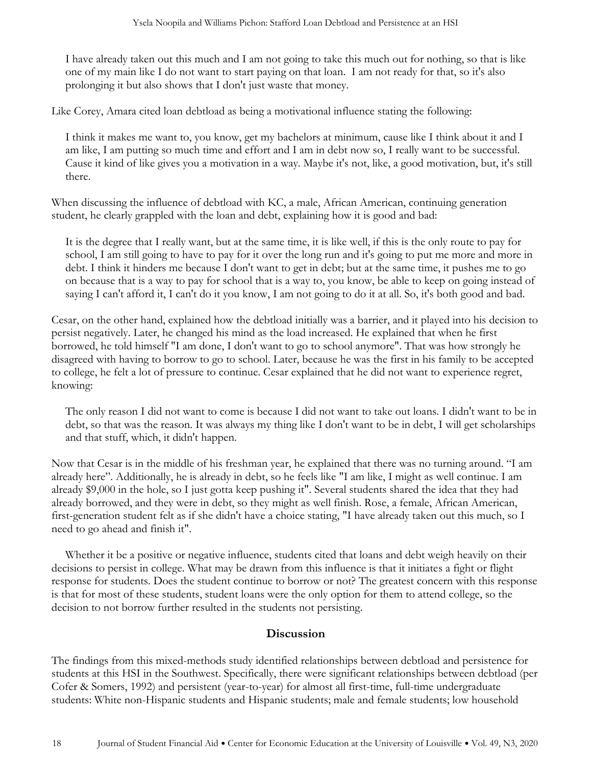> I have already taken out this much and I am not going to take this much out for nothing, so that is like one of my main like I do not want to start paying on that loan. I am not ready for that, so it's also prolonging it but also shows that I don't just waste that money.

Like Corey, Amara cited loan debtload as being a motivational influence stating the following:

> I think it makes me want to, you know, get my bachelors at minimum, cause like I think about it and I am like, I am putting so much time and effort and I am in debt now so, I really want to be successful. Cause it kind of like gives you a motivation in a way. Maybe it's not, like, a good motivation, but, it's still there.

When discussing the influence of debtload with KC, a male, African American, continuing generation student, he clearly grappled with the loan and debt, explaining how it is good and bad:

> It is the degree that I really want, but at the same time, it is like well, if this is the only route to pay for school, I am still going to have to pay for it over the long run and it's going to put me more and more in debt. I think it hinders me because I don't want to get in debt; but at the same time, it pushes me to go on because that is a way to pay for school that is a way to, you know, be able to keep on going instead of saying I can't afford it, I can't do it you know, I am not going to do it at all. So, it's both good and bad.

Cesar, on the other hand, explained how the debtload initially was a barrier, and it played into his decision to persist negatively. Later, he changed his mind as the load increased. He explained that when he first borrowed, he told himself "I am done, I don't want to go to school anymore". That was how strongly he disagreed with having to borrow to go to school. Later, because he was the first in his family to be accepted to college, he felt a lot of pressure to continue. Cesar explained that he did not want to experience regret, knowing:

> The only reason I did not want to come is because I did not want to take out loans. I didn't want to be in debt, so that was the reason. It was always my thing like I don't want to be in debt, I will get scholarships and that stuff, which, it didn't happen.

Now that Cesar is in the middle of his freshman year, he explained that there was no turning around. "I am already here". Additionally, he is already in debt, so he feels like "I am like, I might as well continue. I am already $9,000 in the hole, so I just gotta keep pushing it". Several students shared the idea that they had already borrowed, and they were in debt, so they might as well finish. Rose, a female, African American, first-generation student felt as if she didn't have a choice stating, "I have already taken out this much, so I need to go ahead and finish it".

Whether it be a positive or negative influence, students cited that loans and debt weigh heavily on their decisions to persist in college. What may be drawn from this influence is that it initiates a fight or flight response for students. Does the student continue to borrow or not? The greatest concern with this response is that for most of these students, student loans were the only option for them to attend college, so the decision to not borrow further resulted in the students not persisting.

## Discussion

The findings from this mixed-methods study identified relationships between debtload and persistence for students at this HSI in the Southwest. Specifically, there were significant relationships between debtload (per Cofer & Somers, 1992) and persistent (year-to-year) for almost all first-time, full-time undergraduate students: White non-Hispanic students and Hispanic students; male and female students; low household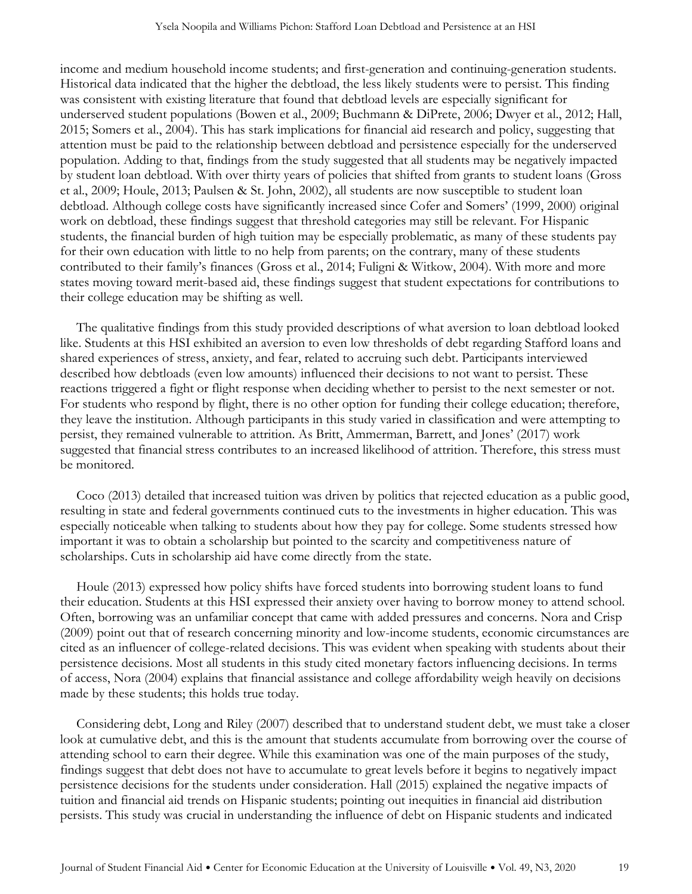income and medium household income students; and first-generation and continuing-generation students. Historical data indicated that the higher the debtload, the less likely students were to persist. This finding was consistent with existing literature that found that debtload levels are especially significant for underserved student populations (Bowen et al., 2009; Buchmann & DiPrete, 2006; Dwyer et al., 2012; Hall, 2015; Somers et al., 2004). This has stark implications for financial aid research and policy, suggesting that attention must be paid to the relationship between debtload and persistence especially for the underserved population. Adding to that, findings from the study suggested that all students may be negatively impacted by student loan debtload. With over thirty years of policies that shifted from grants to student loans (Gross et al., 2009; Houle, 2013; Paulsen & St. John, 2002), all students are now susceptible to student loan debtload. Although college costs have significantly increased since Cofer and Somers' (1999, 2000) original work on debtload, these findings suggest that threshold categories may still be relevant. For Hispanic students, the financial burden of high tuition may be especially problematic, as many of these students pay for their own education with little to no help from parents; on the contrary, many of these students contributed to their family's finances (Gross et al., 2014; Fuligni & Witkow, 2004). With more and more states moving toward merit-based aid, these findings suggest that student expectations for contributions to their college education may be shifting as well.

The qualitative findings from this study provided descriptions of what aversion to loan debtload looked like. Students at this HSI exhibited an aversion to even low thresholds of debt regarding Stafford loans and shared experiences of stress, anxiety, and fear, related to accruing such debt. Participants interviewed described how debtloads (even low amounts) influenced their decisions to not want to persist. These reactions triggered a fight or flight response when deciding whether to persist to the next semester or not. For students who respond by flight, there is no other option for funding their college education; therefore, they leave the institution. Although participants in this study varied in classification and were attempting to persist, they remained vulnerable to attrition. As Britt, Ammerman, Barrett, and Jones' (2017) work suggested that financial stress contributes to an increased likelihood of attrition. Therefore, this stress must be monitored.

Coco (2013) detailed that increased tuition was driven by politics that rejected education as a public good, resulting in state and federal governments continued cuts to the investments in higher education. This was especially noticeable when talking to students about how they pay for college. Some students stressed how important it was to obtain a scholarship but pointed to the scarcity and competitiveness nature of scholarships. Cuts in scholarship aid have come directly from the state.

Houle (2013) expressed how policy shifts have forced students into borrowing student loans to fund their education. Students at this HSI expressed their anxiety over having to borrow money to attend school. Often, borrowing was an unfamiliar concept that came with added pressures and concerns. Nora and Crisp (2009) point out that of research concerning minority and low-income students, economic circumstances are cited as an influencer of college-related decisions. This was evident when speaking with students about their persistence decisions. Most all students in this study cited monetary factors influencing decisions. In terms of access, Nora (2004) explains that financial assistance and college affordability weigh heavily on decisions made by these students; this holds true today.

Considering debt, Long and Riley (2007) described that to understand student debt, we must take a closer look at cumulative debt, and this is the amount that students accumulate from borrowing over the course of attending school to earn their degree. While this examination was one of the main purposes of the study, findings suggest that debt does not have to accumulate to great levels before it begins to negatively impact persistence decisions for the students under consideration. Hall (2015) explained the negative impacts of tuition and financial aid trends on Hispanic students; pointing out inequities in financial aid distribution persists. This study was crucial in understanding the influence of debt on Hispanic students and indicated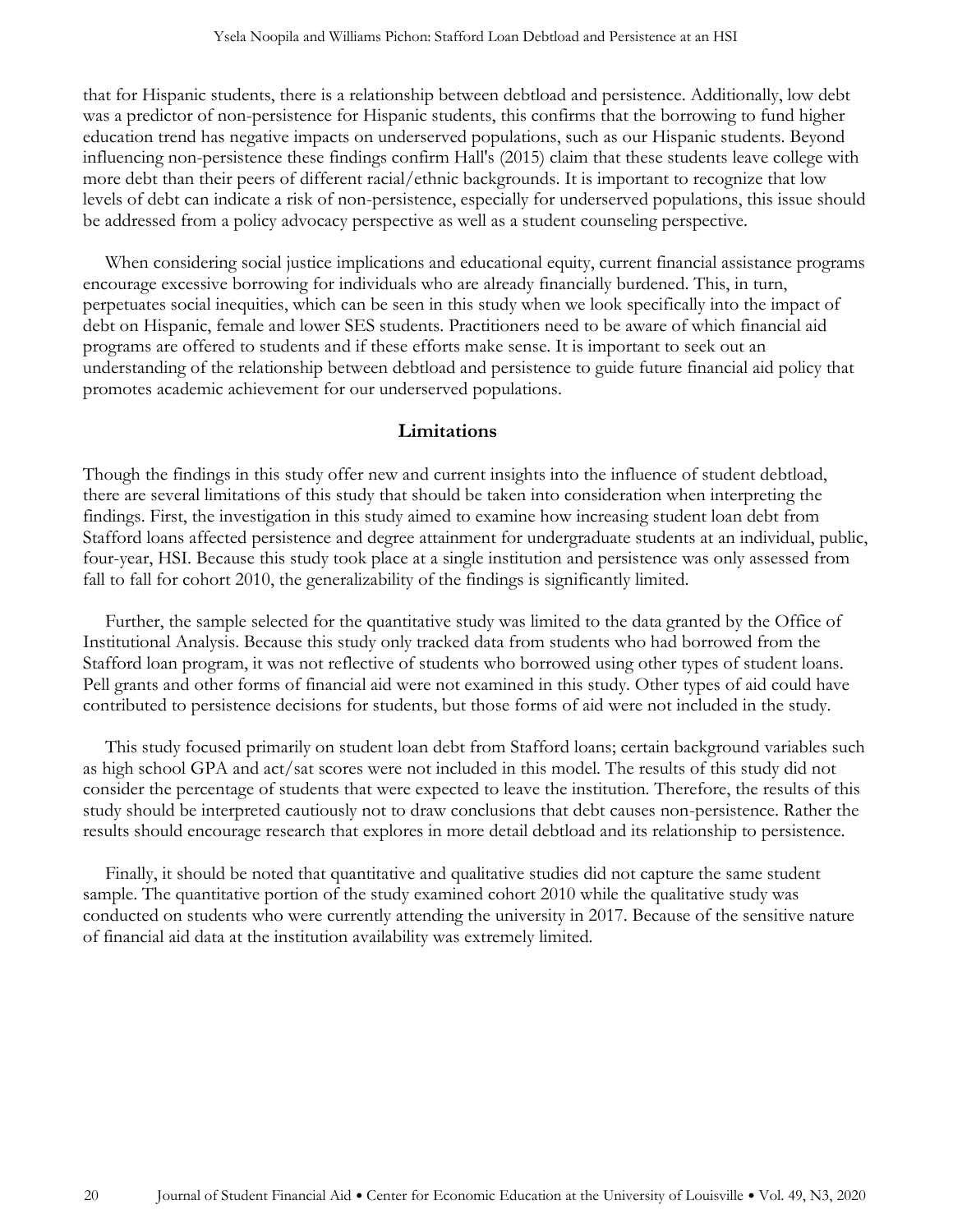that for Hispanic students, there is a relationship between debtload and persistence. Additionally, low debt was a predictor of non-persistence for Hispanic students, this confirms that the borrowing to fund higher education trend has negative impacts on underserved populations, such as our Hispanic students. Beyond influencing non-persistence these findings confirm Hall's (2015) claim that these students leave college with more debt than their peers of different racial/ethnic backgrounds. It is important to recognize that low levels of debt can indicate a risk of non-persistence, especially for underserved populations, this issue should be addressed from a policy advocacy perspective as well as a student counseling perspective.

When considering social justice implications and educational equity, current financial assistance programs encourage excessive borrowing for individuals who are already financially burdened. This, in turn, perpetuates social inequities, which can be seen in this study when we look specifically into the impact of debt on Hispanic, female and lower SES students. Practitioners need to be aware of which financial aid programs are offered to students and if these efforts make sense. It is important to seek out an understanding of the relationship between debtload and persistence to guide future financial aid policy that promotes academic achievement for our underserved populations.

## Limitations

Though the findings in this study offer new and current insights into the influence of student debtload, there are several limitations of this study that should be taken into consideration when interpreting the findings. First, the investigation in this study aimed to examine how increasing student loan debt from Stafford loans affected persistence and degree attainment for undergraduate students at an individual, public, four-year, HSI. Because this study took place at a single institution and persistence was only assessed from fall to fall for cohort 2010, the generalizability of the findings is significantly limited.

Further, the sample selected for the quantitative study was limited to the data granted by the Office of Institutional Analysis. Because this study only tracked data from students who had borrowed from the Stafford loan program, it was not reflective of students who borrowed using other types of student loans. Pell grants and other forms of financial aid were not examined in this study. Other types of aid could have contributed to persistence decisions for students, but those forms of aid were not included in the study.

This study focused primarily on student loan debt from Stafford loans; certain background variables such as high school GPA and act/sat scores were not included in this model. The results of this study did not consider the percentage of students that were expected to leave the institution. Therefore, the results of this study should be interpreted cautiously not to draw conclusions that debt causes non-persistence. Rather the results should encourage research that explores in more detail debtload and its relationship to persistence.

Finally, it should be noted that quantitative and qualitative studies did not capture the same student sample. The quantitative portion of the study examined cohort 2010 while the qualitative study was conducted on students who were currently attending the university in 2017. Because of the sensitive nature of financial aid data at the institution availability was extremely limited.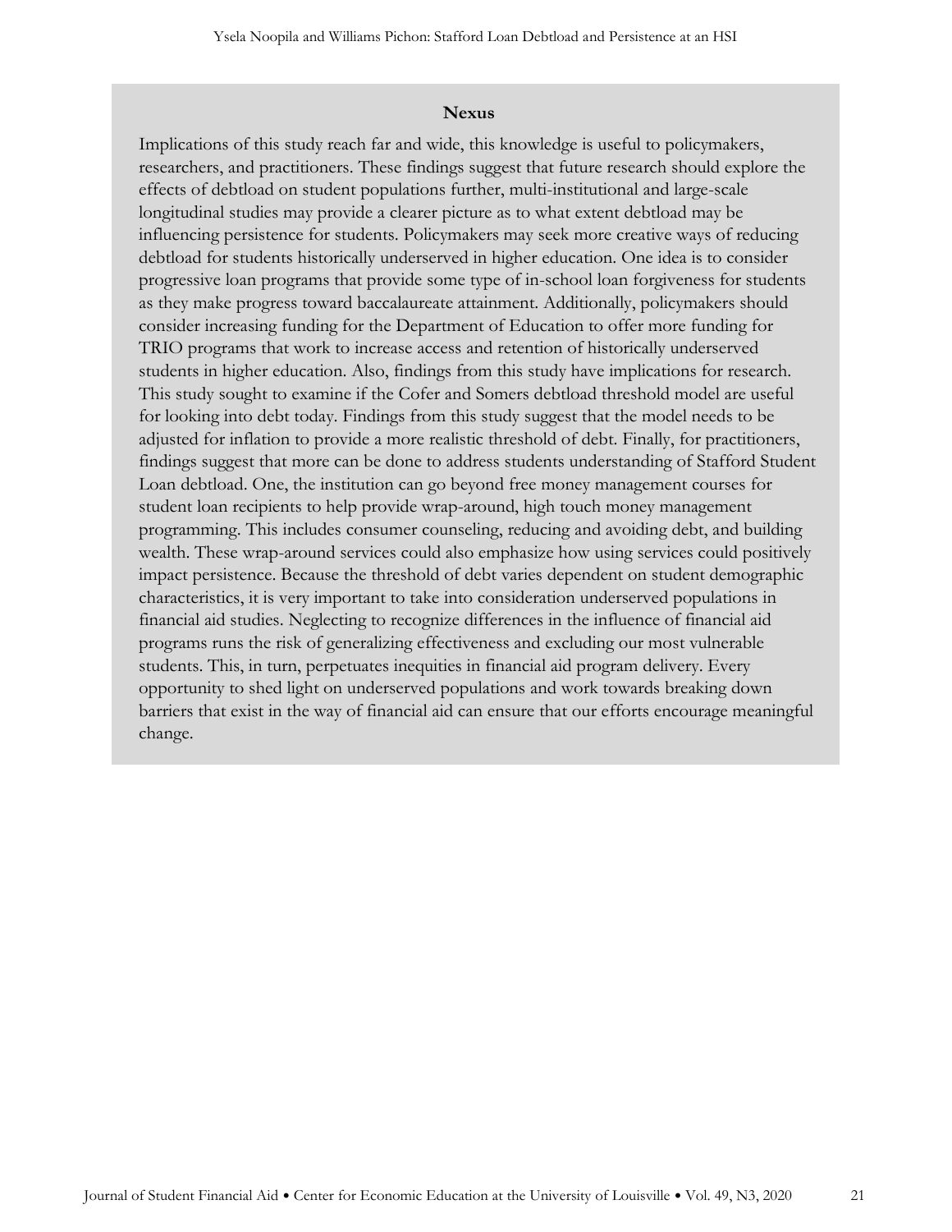**Nexus**

Implications of this study reach far and wide, this knowledge is useful to policymakers, researchers, and practitioners. These findings suggest that future research should explore the effects of debtload on student populations further, multi-institutional and large-scale longitudinal studies may provide a clearer picture as to what extent debtload may be influencing persistence for students. Policymakers may seek more creative ways of reducing debtload for students historically underserved in higher education. One idea is to consider progressive loan programs that provide some type of in-school loan forgiveness for students as they make progress toward baccalaureate attainment. Additionally, policymakers should consider increasing funding for the Department of Education to offer more funding for TRIO programs that work to increase access and retention of historically underserved students in higher education. Also, findings from this study have implications for research. This study sought to examine if the Cofer and Somers debtload threshold model are useful for looking into debt today. Findings from this study suggest that the model needs to be adjusted for inflation to provide a more realistic threshold of debt. Finally, for practitioners, findings suggest that more can be done to address students understanding of Stafford Student Loan debtload. One, the institution can go beyond free money management courses for student loan recipients to help provide wrap-around, high touch money management programming. This includes consumer counseling, reducing and avoiding debt, and building wealth. These wrap-around services could also emphasize how using services could positively impact persistence. Because the threshold of debt varies dependent on student demographic characteristics, it is very important to take into consideration underserved populations in financial aid studies. Neglecting to recognize differences in the influence of financial aid programs runs the risk of generalizing effectiveness and excluding our most vulnerable students. This, in turn, perpetuates inequities in financial aid program delivery. Every opportunity to shed light on underserved populations and work towards breaking down barriers that exist in the way of financial aid can ensure that our efforts encourage meaningful change.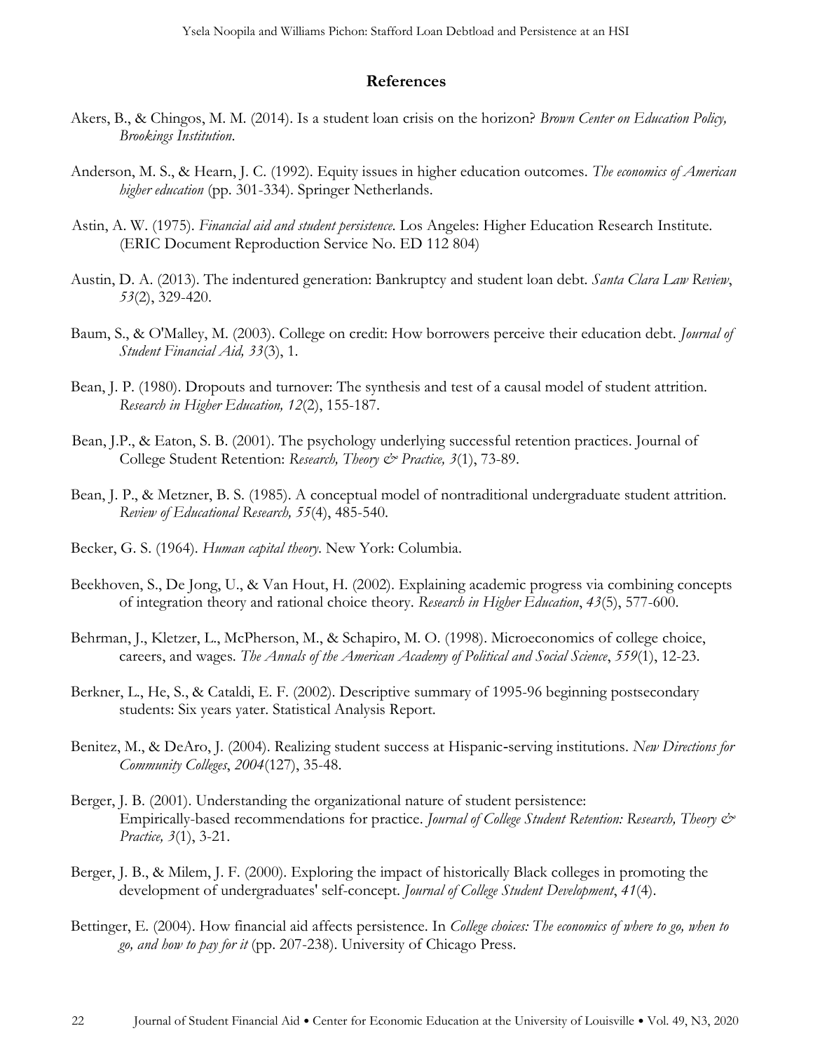## References

Akers, B., & Chingos, M. M. (2014). Is a student loan crisis on the horizon? *Brown Center on Education Policy, Brookings Institution*.

Anderson, M. S., & Hearn, J. C. (1992). Equity issues in higher education outcomes. *The economics of American higher education* (pp. 301-334). Springer Netherlands.

Astin, A. W. (1975). *Financial aid and student persistence*. Los Angeles: Higher Education Research Institute. (ERIC Document Reproduction Service No. ED 112 804)

Austin, D. A. (2013). The indentured generation: Bankruptcy and student loan debt. *Santa Clara Law Review*, *53*(2), 329-420.

Baum, S., & O'Malley, M. (2003). College on credit: How borrowers perceive their education debt. *Journal of Student Financial Aid, 33*(3), 1.

Bean, J. P. (1980). Dropouts and turnover: The synthesis and test of a causal model of student attrition. *Research in Higher Education, 12*(2), 155-187.

Bean, J.P., & Eaton, S. B. (2001). The psychology underlying successful retention practices. Journal of College Student Retention: *Research, Theory & Practice, 3*(1), 73-89.

Bean, J. P., & Metzner, B. S. (1985). A conceptual model of nontraditional undergraduate student attrition. *Review of Educational Research, 55*(4), 485-540.

Becker, G. S. (1964). *Human capital theory*. New York: Columbia.

Beekhoven, S., De Jong, U., & Van Hout, H. (2002). Explaining academic progress via combining concepts of integration theory and rational choice theory. *Research in Higher Education*, *43*(5), 577-600.

Behrman, J., Kletzer, L., McPherson, M., & Schapiro, M. O. (1998). Microeconomics of college choice, careers, and wages. *The Annals of the American Academy of Political and Social Science*, *559*(1), 12-23.

Berkner, L., He, S., & Cataldi, E. F. (2002). Descriptive summary of 1995-96 beginning postsecondary students: Six years yater. Statistical Analysis Report.

Benitez, M., & DeAro, J. (2004). Realizing student success at Hispanic-serving institutions. *New Directions for Community Colleges*, *2004*(127), 35-48.

Berger, J. B. (2001). Understanding the organizational nature of student persistence: Empirically-based recommendations for practice. *Journal of College Student Retention: Research, Theory & Practice, 3*(1), 3-21.

Berger, J. B., & Milem, J. F. (2000). Exploring the impact of historically Black colleges in promoting the development of undergraduates' self-concept. *Journal of College Student Development*, *41*(4).

Bettinger, E. (2004). How financial aid affects persistence. In *College choices: The economics of where to go, when to go, and how to pay for it* (pp. 207-238). University of Chicago Press.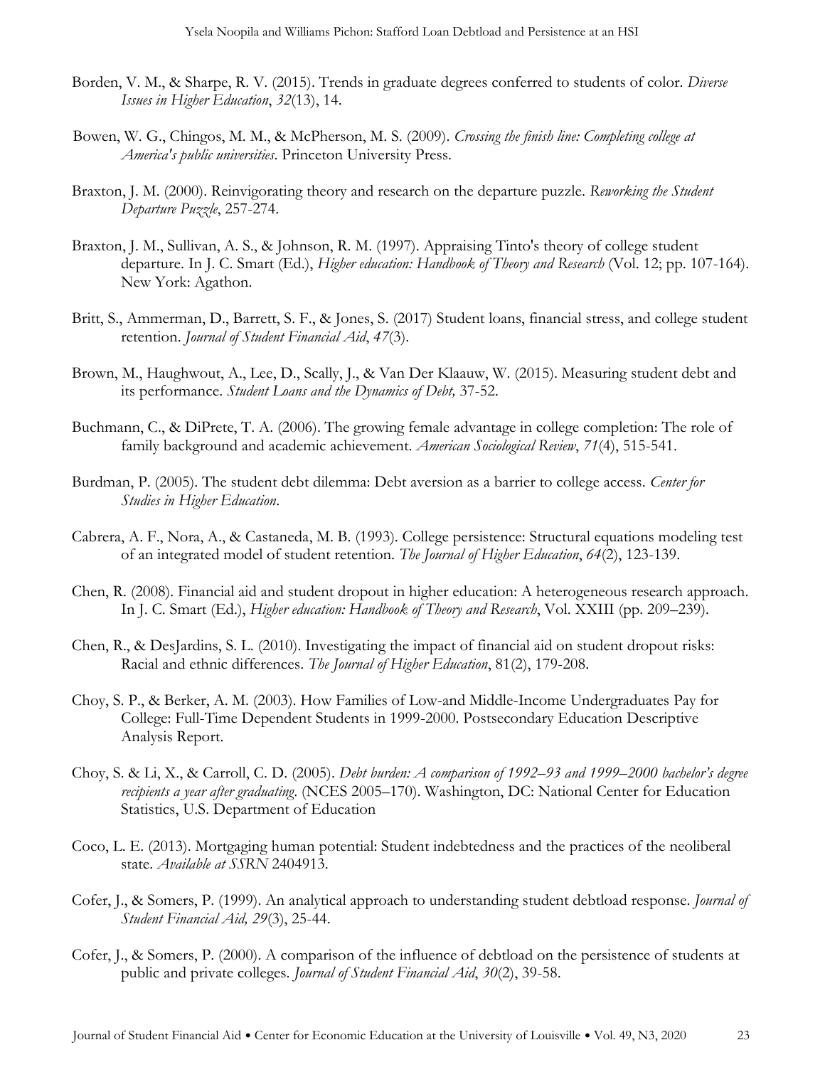Borden, V. M., & Sharpe, R. V. (2015). Trends in graduate degrees conferred to students of color. *Diverse Issues in Higher Education*, *32*(13), 14.

Bowen, W. G., Chingos, M. M., & McPherson, M. S. (2009). *Crossing the finish line: Completing college at America's public universities*. Princeton University Press.

Braxton, J. M. (2000). Reinvigorating theory and research on the departure puzzle. *Reworking the Student Departure Puzzle*, 257-274.

Braxton, J. M., Sullivan, A. S., & Johnson, R. M. (1997). Appraising Tinto's theory of college student departure. In J. C. Smart (Ed.), *Higher education: Handbook of Theory and Research* (Vol. 12; pp. 107-164). New York: Agathon.

Britt, S., Ammerman, D., Barrett, S. F., & Jones, S. (2017) Student loans, financial stress, and college student retention. *Journal of Student Financial Aid*, *47*(3).

Brown, M., Haughwout, A., Lee, D., Scally, J., & Van Der Klaauw, W. (2015). Measuring student debt and its performance. *Student Loans and the Dynamics of Debt,* 37-52.

Buchmann, C., & DiPrete, T. A. (2006). The growing female advantage in college completion: The role of family background and academic achievement. *American Sociological Review*, *71*(4), 515-541.

Burdman, P. (2005). The student debt dilemma: Debt aversion as a barrier to college access. *Center for Studies in Higher Education*.

Cabrera, A. F., Nora, A., & Castaneda, M. B. (1993). College persistence: Structural equations modeling test of an integrated model of student retention. *The Journal of Higher Education*, *64*(2), 123-139.

Chen, R. (2008). Financial aid and student dropout in higher education: A heterogeneous research approach. In J. C. Smart (Ed.), *Higher education: Handbook of Theory and Research*, Vol. XXIII (pp. 209–239).

Chen, R., & DesJardins, S. L. (2010). Investigating the impact of financial aid on student dropout risks: Racial and ethnic differences. *The Journal of Higher Education*, 81(2), 179-208.

Choy, S. P., & Berker, A. M. (2003). How Families of Low-and Middle-Income Undergraduates Pay for College: Full-Time Dependent Students in 1999-2000. Postsecondary Education Descriptive Analysis Report.

Choy, S. & Li, X., & Carroll, C. D. (2005). *Debt burden: A comparison of 1992–93 and 1999–2000 bachelor's degree recipients a year after graduating*. (NCES 2005–170). Washington, DC: National Center for Education Statistics, U.S. Department of Education

Coco, L. E. (2013). Mortgaging human potential: Student indebtedness and the practices of the neoliberal state. *Available at SSRN* 2404913.

Cofer, J., & Somers, P. (1999). An analytical approach to understanding student debtload response. *Journal of Student Financial Aid, 29*(3), 25-44.

Cofer, J., & Somers, P. (2000). A comparison of the influence of debtload on the persistence of students at public and private colleges. *Journal of Student Financial Aid*, *30*(2), 39-58.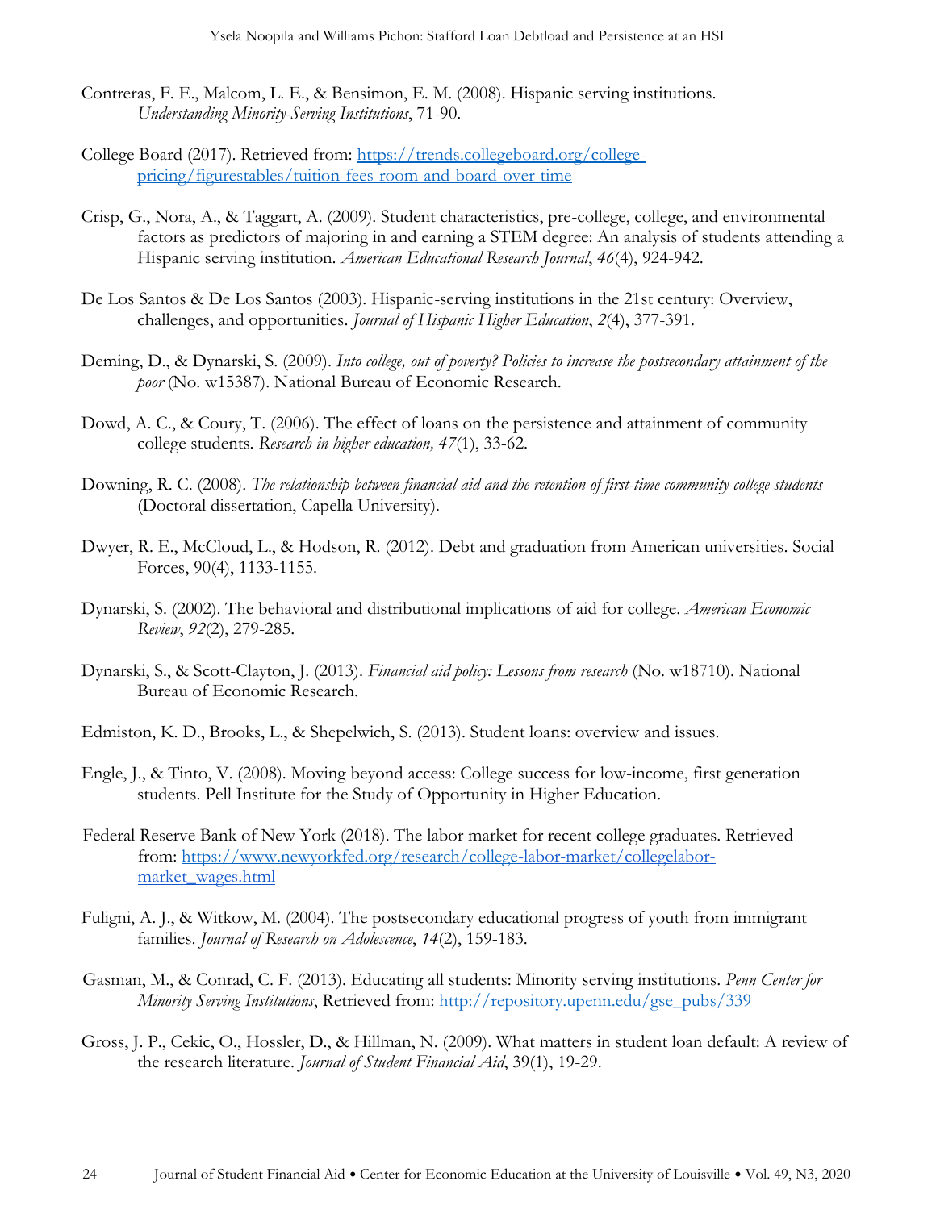Contreras, F. E., Malcom, L. E., & Bensimon, E. M. (2008). Hispanic serving institutions. *Understanding Minority-Serving Institutions*, 71-90.

College Board (2017). Retrieved from: https://trends.collegeboard.org/college-pricing/figurestables/tuition-fees-room-and-board-over-time

Crisp, G., Nora, A., & Taggart, A. (2009). Student characteristics, pre-college, college, and environmental factors as predictors of majoring in and earning a STEM degree: An analysis of students attending a Hispanic serving institution. *American Educational Research Journal*, *46*(4), 924-942.

De Los Santos & De Los Santos (2003). Hispanic-serving institutions in the 21st century: Overview, challenges, and opportunities. *Journal of Hispanic Higher Education*, *2*(4), 377-391.

Deming, D., & Dynarski, S. (2009). *Into college, out of poverty? Policies to increase the postsecondary attainment of the poor* (No. w15387). National Bureau of Economic Research.

Dowd, A. C., & Coury, T. (2006). The effect of loans on the persistence and attainment of community college students. *Research in higher education, 47*(1), 33-62.

Downing, R. C. (2008). *The relationship between financial aid and the retention of first-time community college students* (Doctoral dissertation, Capella University).

Dwyer, R. E., McCloud, L., & Hodson, R. (2012). Debt and graduation from American universities. Social Forces, 90(4), 1133-1155.

Dynarski, S. (2002). The behavioral and distributional implications of aid for college. *American Economic Review*, *92*(2), 279-285.

Dynarski, S., & Scott-Clayton, J. (2013). *Financial aid policy: Lessons from research* (No. w18710). National Bureau of Economic Research.

Edmiston, K. D., Brooks, L., & Shepelwich, S. (2013). Student loans: overview and issues.

Engle, J., & Tinto, V. (2008). Moving beyond access: College success for low-income, first generation students. Pell Institute for the Study of Opportunity in Higher Education.

Federal Reserve Bank of New York (2018). The labor market for recent college graduates. Retrieved from: https://www.newyorkfed.org/research/college-labor-market/collegelabor-market_wages.html

Fuligni, A. J., & Witkow, M. (2004). The postsecondary educational progress of youth from immigrant families. *Journal of Research on Adolescence*, *14*(2), 159-183.

Gasman, M., & Conrad, C. F. (2013). Educating all students: Minority serving institutions. *Penn Center for Minority Serving Institutions*, Retrieved from: http://repository.upenn.edu/gse_pubs/339

Gross, J. P., Cekic, O., Hossler, D., & Hillman, N. (2009). What matters in student loan default: A review of the research literature. *Journal of Student Financial Aid*, 39(1), 19-29.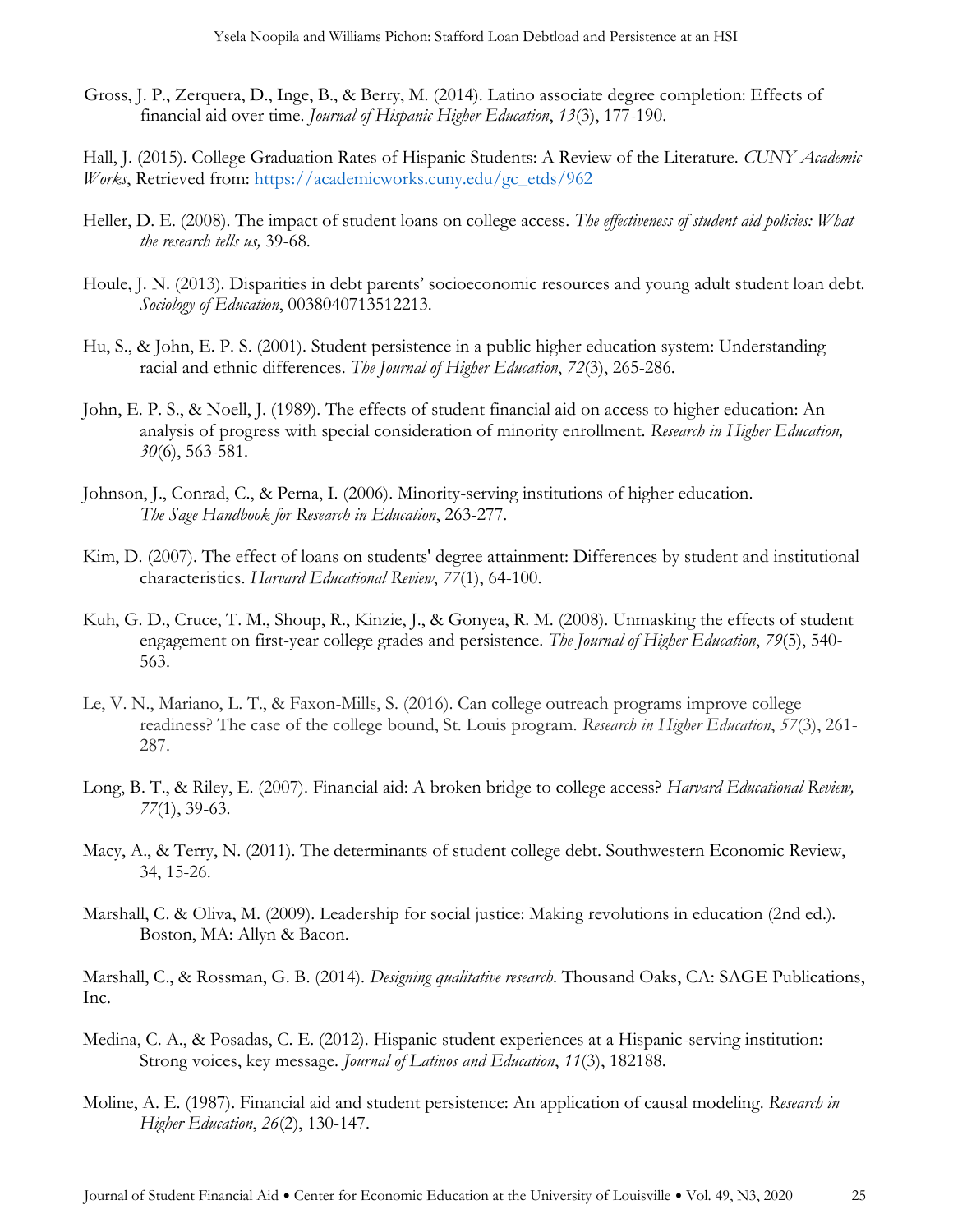Gross, J. P., Zerquera, D., Inge, B., & Berry, M. (2014). Latino associate degree completion: Effects of financial aid over time. *Journal of Hispanic Higher Education*, *13*(3), 177-190.

Hall, J. (2015). College Graduation Rates of Hispanic Students: A Review of the Literature. *CUNY Academic Works*, Retrieved from: https://academicworks.cuny.edu/gc_etds/962

Heller, D. E. (2008). The impact of student loans on college access. *The effectiveness of student aid policies: What the research tells us,* 39-68.

Houle, J. N. (2013). Disparities in debt parents' socioeconomic resources and young adult student loan debt. *Sociology of Education*, 0038040713512213.

Hu, S., & John, E. P. S. (2001). Student persistence in a public higher education system: Understanding racial and ethnic differences. *The Journal of Higher Education*, *72*(3), 265-286.

John, E. P. S., & Noell, J. (1989). The effects of student financial aid on access to higher education: An analysis of progress with special consideration of minority enrollment. *Research in Higher Education, 30*(6), 563-581.

Johnson, J., Conrad, C., & Perna, I. (2006). Minority-serving institutions of higher education. *The Sage Handbook for Research in Education*, 263-277.

Kim, D. (2007). The effect of loans on students' degree attainment: Differences by student and institutional characteristics. *Harvard Educational Review*, *77*(1), 64-100.

Kuh, G. D., Cruce, T. M., Shoup, R., Kinzie, J., & Gonyea, R. M. (2008). Unmasking the effects of student engagement on first-year college grades and persistence. *The Journal of Higher Education*, *79*(5), 540-563.

Le, V. N., Mariano, L. T., & Faxon-Mills, S. (2016). Can college outreach programs improve college readiness? The case of the college bound, St. Louis program. *Research in Higher Education*, *57*(3), 261-287.

Long, B. T., & Riley, E. (2007). Financial aid: A broken bridge to college access? *Harvard Educational Review, 77*(1), 39-63.

Macy, A., & Terry, N. (2011). The determinants of student college debt. Southwestern Economic Review, 34, 15-26.

Marshall, C. & Oliva, M. (2009). Leadership for social justice: Making revolutions in education (2nd ed.). Boston, MA: Allyn & Bacon.

Marshall, C., & Rossman, G. B. (2014). *Designing qualitative research*. Thousand Oaks, CA: SAGE Publications, Inc.

Medina, C. A., & Posadas, C. E. (2012). Hispanic student experiences at a Hispanic-serving institution: Strong voices, key message. *Journal of Latinos and Education*, *11*(3), 182188.

Moline, A. E. (1987). Financial aid and student persistence: An application of causal modeling. *Research in Higher Education*, *26*(2), 130-147.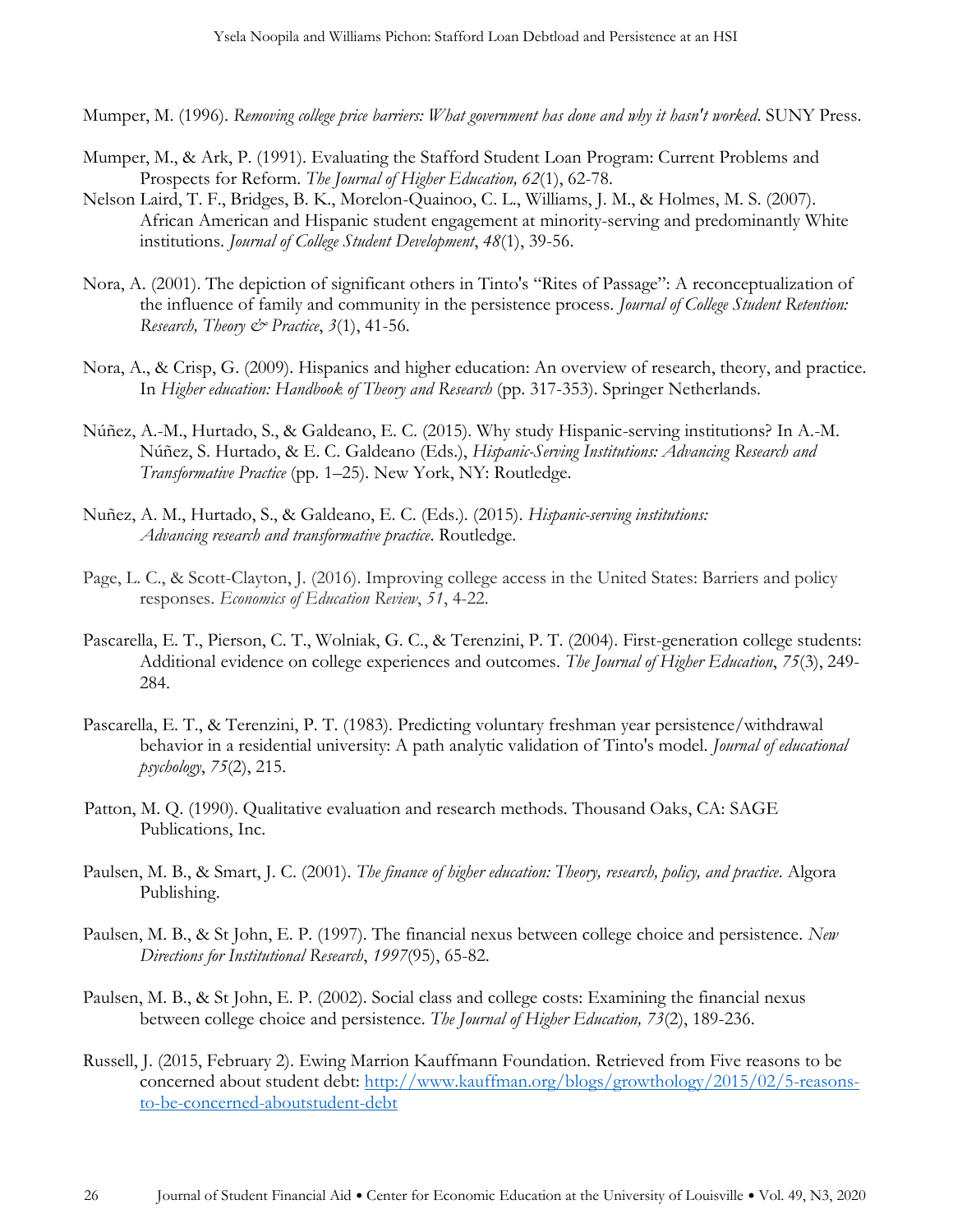Mumper, M. (1996). *Removing college price barriers: What government has done and why it hasn't worked*. SUNY Press.

Mumper, M., & Ark, P. (1991). Evaluating the Stafford Student Loan Program: Current Problems and Prospects for Reform. *The Journal of Higher Education, 62*(1), 62-78.

Nelson Laird, T. F., Bridges, B. K., Morelon-Quainoo, C. L., Williams, J. M., & Holmes, M. S. (2007). African American and Hispanic student engagement at minority-serving and predominantly White institutions. *Journal of College Student Development*, *48*(1), 39-56.

Nora, A. (2001). The depiction of significant others in Tinto's "Rites of Passage": A reconceptualization of the influence of family and community in the persistence process. *Journal of College Student Retention: Research, Theory & Practice*, *3*(1), 41-56.

Nora, A., & Crisp, G. (2009). Hispanics and higher education: An overview of research, theory, and practice. In *Higher education: Handbook of Theory and Research* (pp. 317-353). Springer Netherlands.

Núñez, A.-M., Hurtado, S., & Galdeano, E. C. (2015). Why study Hispanic-serving institutions? In A.-M. Núñez, S. Hurtado, & E. C. Galdeano (Eds.), *Hispanic-Serving Institutions: Advancing Research and Transformative Practice* (pp. 1–25). New York, NY: Routledge.

Nuñez, A. M., Hurtado, S., & Galdeano, E. C. (Eds.). (2015). *Hispanic-serving institutions: Advancing research and transformative practice*. Routledge.

Page, L. C., & Scott-Clayton, J. (2016). Improving college access in the United States: Barriers and policy responses. *Economics of Education Review*, *51*, 4-22.

Pascarella, E. T., Pierson, C. T., Wolniak, G. C., & Terenzini, P. T. (2004). First-generation college students: Additional evidence on college experiences and outcomes. *The Journal of Higher Education*, *75*(3), 249-284.

Pascarella, E. T., & Terenzini, P. T. (1983). Predicting voluntary freshman year persistence/withdrawal behavior in a residential university: A path analytic validation of Tinto's model. *Journal of educational psychology*, *75*(2), 215.

Patton, M. Q. (1990). Qualitative evaluation and research methods. Thousand Oaks, CA: SAGE Publications, Inc.

Paulsen, M. B., & Smart, J. C. (2001). *The finance of higher education: Theory, research, policy, and practice*. Algora Publishing.

Paulsen, M. B., & St John, E. P. (1997). The financial nexus between college choice and persistence. *New Directions for Institutional Research*, *1997*(95), 65-82.

Paulsen, M. B., & St John, E. P. (2002). Social class and college costs: Examining the financial nexus between college choice and persistence. *The Journal of Higher Education, 73*(2), 189-236.

Russell, J. (2015, February 2). Ewing Marrion Kauffmann Foundation. Retrieved from Five reasons to be concerned about student debt: http://www.kauffman.org/blogs/growthology/2015/02/5-reasons-to-be-concerned-aboutstudent-debt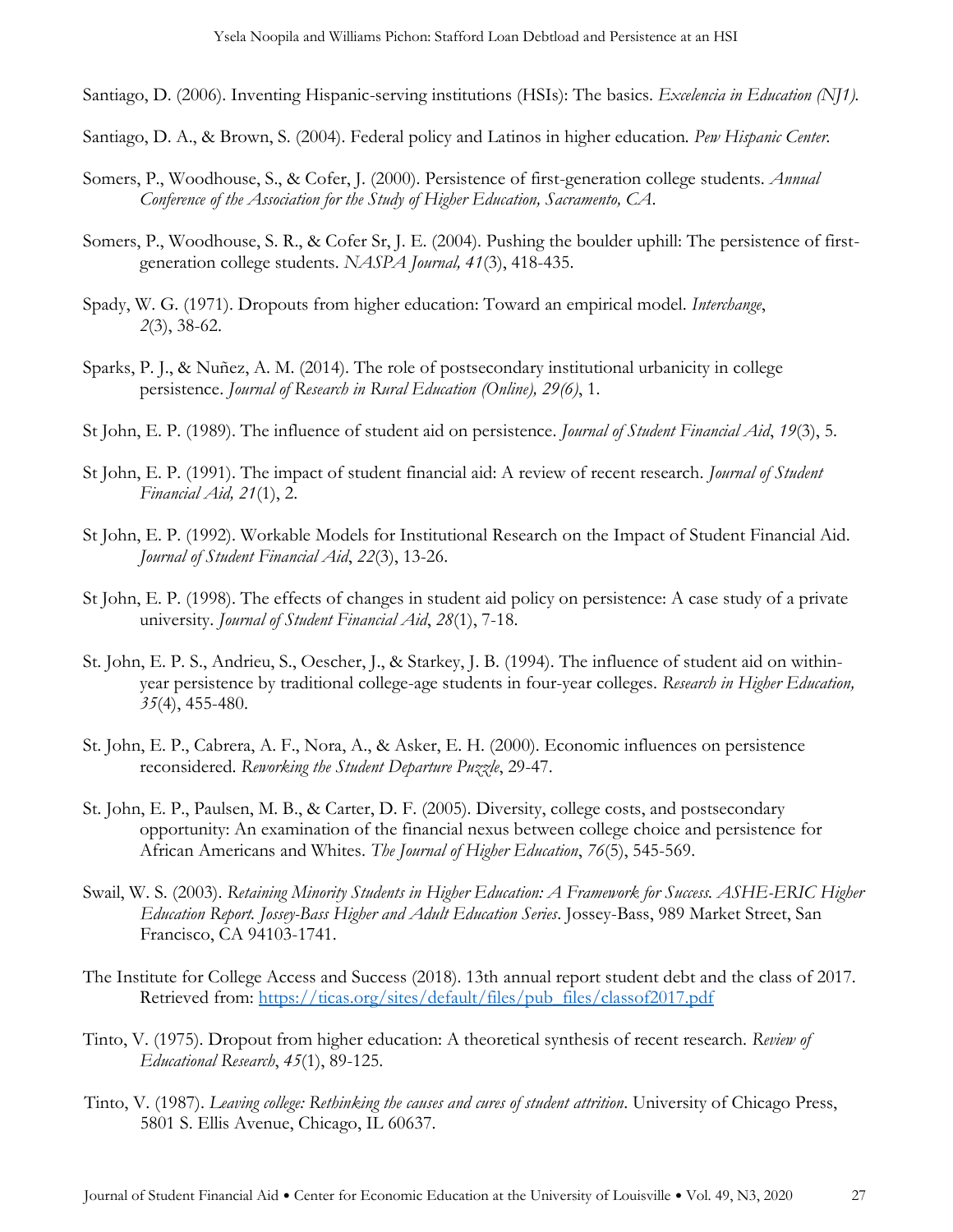Santiago, D. (2006). Inventing Hispanic-serving institutions (HSIs): The basics. *Excelencia in Education (NJ1).*

Santiago, D. A., & Brown, S. (2004). Federal policy and Latinos in higher education. *Pew Hispanic Center.*

Somers, P., Woodhouse, S., & Cofer, J. (2000). Persistence of first-generation college students. *Annual Conference of the Association for the Study of Higher Education, Sacramento, CA.*

Somers, P., Woodhouse, S. R., & Cofer Sr, J. E. (2004). Pushing the boulder uphill: The persistence of first-generation college students. *NASPA Journal, 41*(3), 418-435.

Spady, W. G. (1971). Dropouts from higher education: Toward an empirical model. *Interchange*, *2*(3), 38-62.

Sparks, P. J., & Nuñez, A. M. (2014). The role of postsecondary institutional urbanicity in college persistence. *Journal of Research in Rural Education (Online), 29(6)*, 1.

St John, E. P. (1989). The influence of student aid on persistence. *Journal of Student Financial Aid*, *19*(3), 5.

St John, E. P. (1991). The impact of student financial aid: A review of recent research. *Journal of Student Financial Aid, 21*(1), 2.

St John, E. P. (1992). Workable Models for Institutional Research on the Impact of Student Financial Aid. *Journal of Student Financial Aid*, *22*(3), 13-26.

St John, E. P. (1998). The effects of changes in student aid policy on persistence: A case study of a private university. *Journal of Student Financial Aid*, *28*(1), 7-18.

St. John, E. P. S., Andrieu, S., Oescher, J., & Starkey, J. B. (1994). The influence of student aid on within-year persistence by traditional college-age students in four-year colleges. *Research in Higher Education, 35*(4), 455-480.

St. John, E. P., Cabrera, A. F., Nora, A., & Asker, E. H. (2000). Economic influences on persistence reconsidered. *Reworking the Student Departure Puzzle*, 29-47.

St. John, E. P., Paulsen, M. B., & Carter, D. F. (2005). Diversity, college costs, and postsecondary opportunity: An examination of the financial nexus between college choice and persistence for African Americans and Whites. *The Journal of Higher Education*, *76*(5), 545-569.

Swail, W. S. (2003). *Retaining Minority Students in Higher Education: A Framework for Success. ASHE-ERIC Higher Education Report. Jossey-Bass Higher and Adult Education Series*. Jossey-Bass, 989 Market Street, San Francisco, CA 94103-1741.

The Institute for College Access and Success (2018). 13th annual report student debt and the class of 2017. Retrieved from: https://ticas.org/sites/default/files/pub_files/classof2017.pdf

Tinto, V. (1975). Dropout from higher education: A theoretical synthesis of recent research. *Review of Educational Research*, *45*(1), 89-125.

Tinto, V. (1987). *Leaving college: Rethinking the causes and cures of student attrition*. University of Chicago Press, 5801 S. Ellis Avenue, Chicago, IL 60637.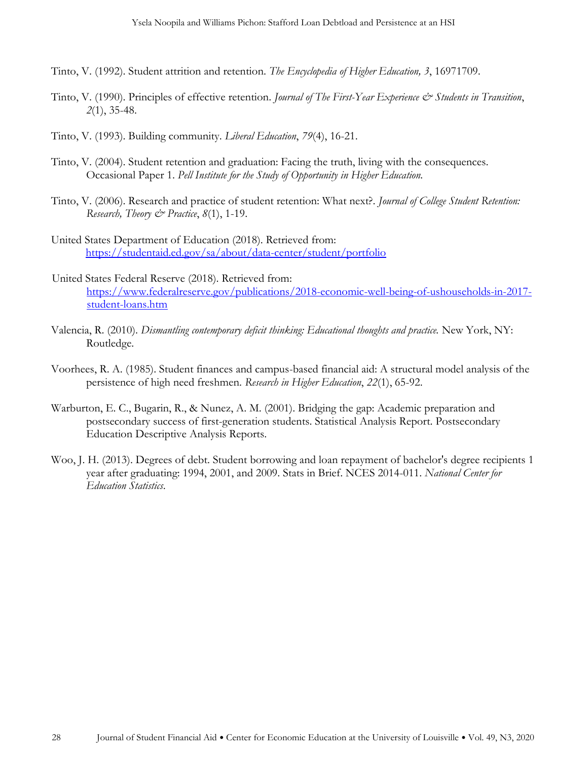Tinto, V. (1992). Student attrition and retention. *The Encyclopedia of Higher Education, 3*, 16971709.

Tinto, V. (1990). Principles of effective retention. *Journal of The First-Year Experience & Students in Transition*, *2*(1), 35-48.

Tinto, V. (1993). Building community. *Liberal Education*, *79*(4), 16-21.

Tinto, V. (2004). Student retention and graduation: Facing the truth, living with the consequences. Occasional Paper 1. *Pell Institute for the Study of Opportunity in Higher Education.*

Tinto, V. (2006). Research and practice of student retention: What next?. *Journal of College Student Retention: Research, Theory & Practice*, *8*(1), 1-19.

United States Department of Education (2018). Retrieved from: https://studentaid.ed.gov/sa/about/data-center/student/portfolio

United States Federal Reserve (2018). Retrieved from: https://www.federalreserve.gov/publications/2018-economic-well-being-of-ushouseholds-in-2017-student-loans.htm

Valencia, R. (2010). *Dismantling contemporary deficit thinking: Educational thoughts and practice.* New York, NY: Routledge.

Voorhees, R. A. (1985). Student finances and campus-based financial aid: A structural model analysis of the persistence of high need freshmen. *Research in Higher Education*, *22*(1), 65-92.

Warburton, E. C., Bugarin, R., & Nunez, A. M. (2001). Bridging the gap: Academic preparation and postsecondary success of first-generation students. Statistical Analysis Report. Postsecondary Education Descriptive Analysis Reports.

Woo, J. H. (2013). Degrees of debt. Student borrowing and loan repayment of bachelor's degree recipients 1 year after graduating: 1994, 2001, and 2009. Stats in Brief. NCES 2014-011. *National Center for Education Statistics*.